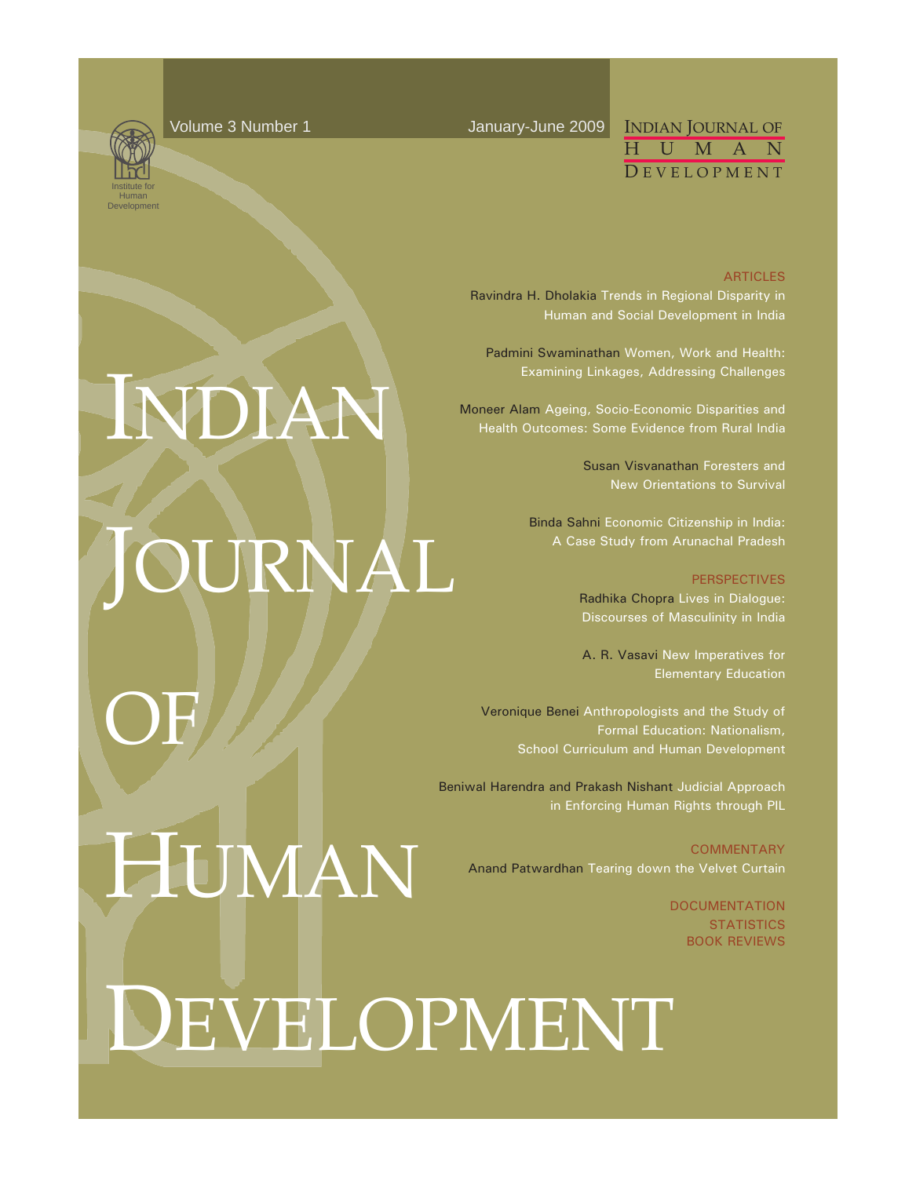Volume 3 Number 1 January-June 2009

Institute for Human Development

# INDIAN JOURNAL OF HUMAN DEVELOPMENT

## ARTICLES

Ravindra H. Dholakia Trends in Regional Disparity in Human and Social Development in India

Padmini Swaminathan Women, Work and Health: Examining Linkages, Addressing Challenges

Moneer Alam Ageing, Socio-Economic Disparities and Health Outcomes: Some Evidence from Rural India

Susan Visvanathan Foresters and New Orientations to Survival

Binda Sahni Economic Citizenship in India: A Case Study from Arunachal Pradesh

## PERSPECTIVES

Radhika Chopra Lives in Dialogue: Discourses of Masculinity in India

A. R. Vasavi New Imperatives for Elementary Education

Veronique Benei Anthropologists and the Study of Formal Education: Nationalism, School Curriculum and Human Development

Beniwal Harendra and Prakash Nishant Judicial Approach in Enforcing Human Rights through PIL

## COMMENTARY

Anand Patwardhan Tearing down the Velvet Curtain

## DOCUMENTATION

## STATISTICS

## BOOK REVIEWS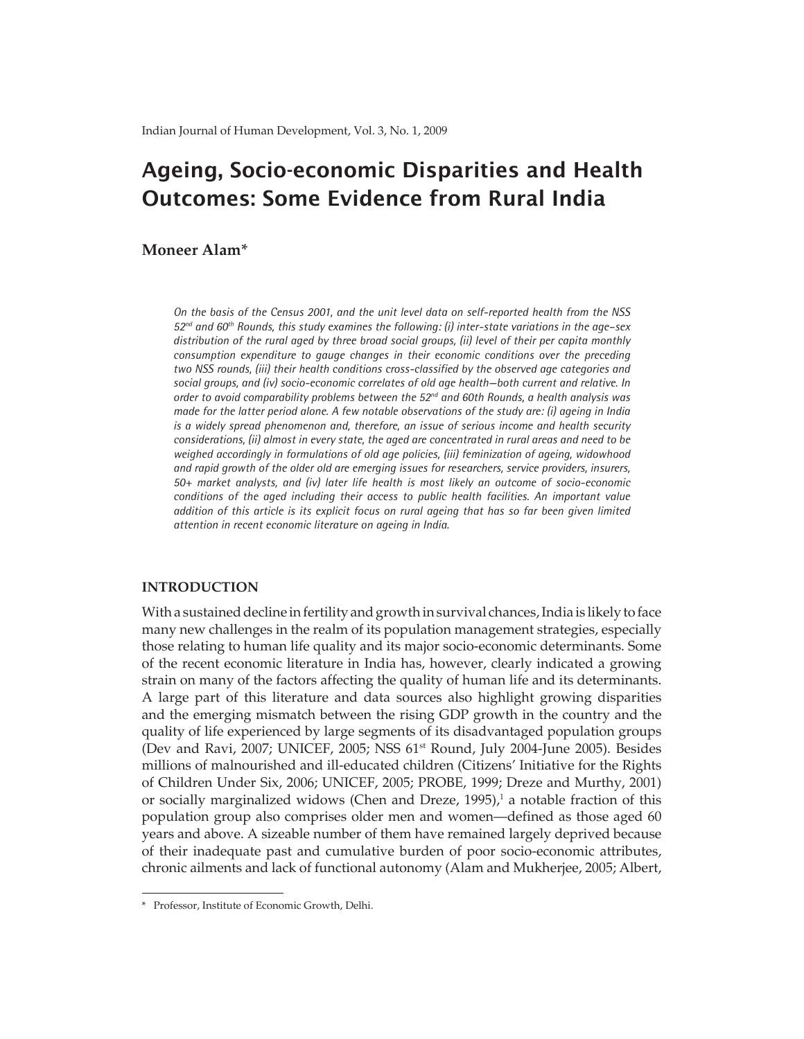# Ageing, Socio-economic Disparities and Health Outcomes: Some Evidence from Rural India

**Moneer Alam***

*On the basis of the Census 2001, and the unit level data on self-reported health from the NSS 52[nd] and 60[th] Rounds, this study examines the following: (i) inter-state variations in the age–sex distribution of the rural aged by three broad social groups, (ii) level of their per capita monthly consumption expenditure to gauge changes in their economic conditions over the preceding two NSS rounds, (iii) their health conditions cross-classified by the observed age categories and social groups, and (iv) socio-economic correlates of old age health—both current and relative. In order to avoid comparability problems between the 52[nd] and 60th Rounds, a health analysis was made for the latter period alone. A few notable observations of the study are: (i) ageing in India is a widely spread phenomenon and, therefore, an issue of serious income and health security considerations, (ii) almost in every state, the aged are concentrated in rural areas and need to be weighed accordingly in formulations of old age policies, (iii) feminization of ageing, widowhood and rapid growth of the older old are emerging issues for researchers, service providers, insurers, 50+ market analysts, and (iv) later life health is most likely an outcome of socio-economic conditions of the aged including their access to public health facilities. An important value addition of this article is its explicit focus on rural ageing that has so far been given limited attention in recent economic literature on ageing in India.*

## INTRODUCTION

With a sustained decline in fertility and growth in survival chances, India is likely to face many new challenges in the realm of its population management strategies, especially those relating to human life quality and its major socio-economic determinants. Some of the recent economic literature in India has, however, clearly indicated a growing strain on many of the factors affecting the quality of human life and its determinants. A large part of this literature and data sources also highlight growing disparities and the emerging mismatch between the rising GDP growth in the country and the quality of life experienced by large segments of its disadvantaged population groups (Dev and Ravi, 2007; UNICEF, 2005; NSS 61[st] Round, July 2004-June 2005). Besides millions of malnourished and ill-educated children (Citizens' Initiative for the Rights of Children Under Six, 2006; UNICEF, 2005; PROBE, 1999; Dreze and Murthy, 2001) or socially marginalized widows (Chen and Dreze, 1995),[1] a notable fraction of this population group also comprises older men and women—defined as those aged 60 years and above. A sizeable number of them have remained largely deprived because of their inadequate past and cumulative burden of poor socio-economic attributes, chronic ailments and lack of functional autonomy (Alam and Mukherjee, 2005; Albert,

---

\* Professor, Institute of Economic Growth, Delhi.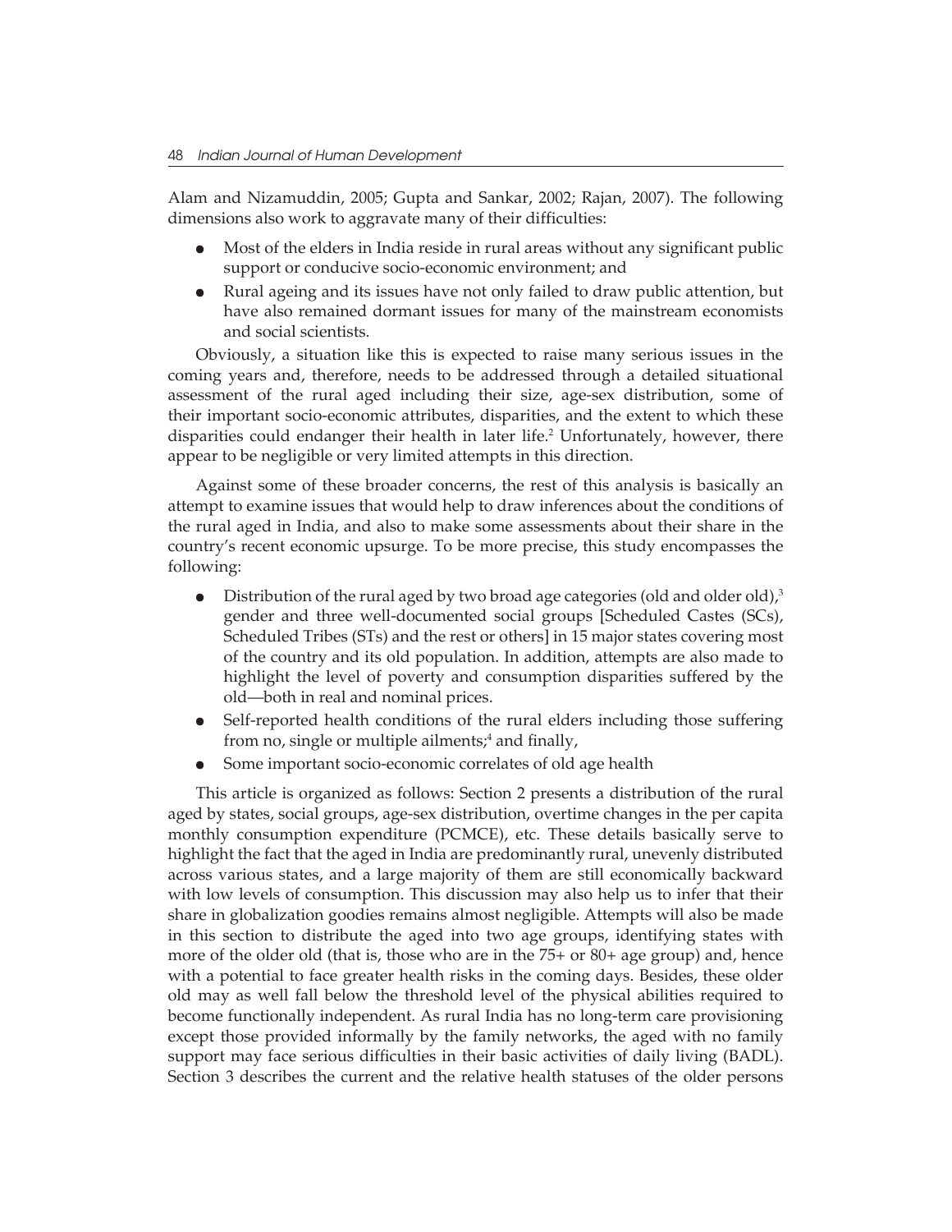Alam and Nizamuddin, 2005; Gupta and Sankar, 2002; Rajan, 2007). The following dimensions also work to aggravate many of their difficulties:

- Most of the elders in India reside in rural areas without any significant public support or conducive socio-economic environment; and
- Rural ageing and its issues have not only failed to draw public attention, but have also remained dormant issues for many of the mainstream economists and social scientists.

Obviously, a situation like this is expected to raise many serious issues in the coming years and, therefore, needs to be addressed through a detailed situational assessment of the rural aged including their size, age-sex distribution, some of their important socio-economic attributes, disparities, and the extent to which these disparities could endanger their health in later life.[2] Unfortunately, however, there appear to be negligible or very limited attempts in this direction.

Against some of these broader concerns, the rest of this analysis is basically an attempt to examine issues that would help to draw inferences about the conditions of the rural aged in India, and also to make some assessments about their share in the country's recent economic upsurge. To be more precise, this study encompasses the following:

- Distribution of the rural aged by two broad age categories (old and older old),[3] gender and three well-documented social groups [Scheduled Castes (SCs), Scheduled Tribes (STs) and the rest or others] in 15 major states covering most of the country and its old population. In addition, attempts are also made to highlight the level of poverty and consumption disparities suffered by the old—both in real and nominal prices.
- Self-reported health conditions of the rural elders including those suffering from no, single or multiple ailments;[4] and finally,
- Some important socio-economic correlates of old age health

This article is organized as follows: Section 2 presents a distribution of the rural aged by states, social groups, age-sex distribution, overtime changes in the per capita monthly consumption expenditure (PCMCE), etc. These details basically serve to highlight the fact that the aged in India are predominantly rural, unevenly distributed across various states, and a large majority of them are still economically backward with low levels of consumption. This discussion may also help us to infer that their share in globalization goodies remains almost negligible. Attempts will also be made in this section to distribute the aged into two age groups, identifying states with more of the older old (that is, those who are in the 75+ or 80+ age group) and, hence with a potential to face greater health risks in the coming days. Besides, these older old may as well fall below the threshold level of the physical abilities required to become functionally independent. As rural India has no long-term care provisioning except those provided informally by the family networks, the aged with no family support may face serious difficulties in their basic activities of daily living (BADL). Section 3 describes the current and the relative health statuses of the older persons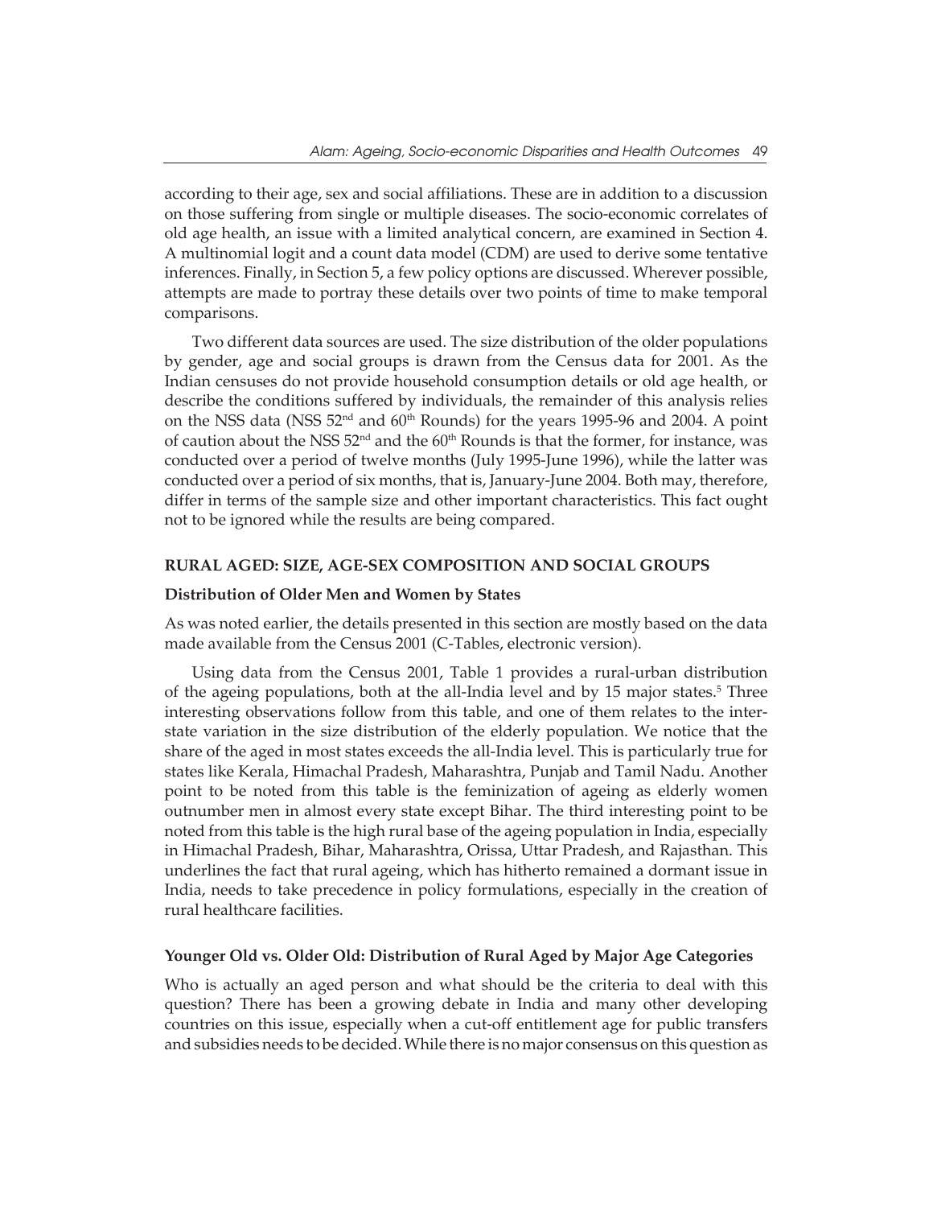according to their age, sex and social affiliations. These are in addition to a discussion on those suffering from single or multiple diseases. The socio-economic correlates of old age health, an issue with a limited analytical concern, are examined in Section 4. A multinomial logit and a count data model (CDM) are used to derive some tentative inferences. Finally, in Section 5, a few policy options are discussed. Wherever possible, attempts are made to portray these details over two points of time to make temporal comparisons.

Two different data sources are used. The size distribution of the older populations by gender, age and social groups is drawn from the Census data for 2001. As the Indian censuses do not provide household consumption details or old age health, or describe the conditions suffered by individuals, the remainder of this analysis relies on the NSS data (NSS 52nd and 60th Rounds) for the years 1995-96 and 2004. A point of caution about the NSS 52nd and the 60th Rounds is that the former, for instance, was conducted over a period of twelve months (July 1995-June 1996), while the latter was conducted over a period of six months, that is, January-June 2004. Both may, therefore, differ in terms of the sample size and other important characteristics. This fact ought not to be ignored while the results are being compared.

## RURAL AGED: SIZE, AGE-SEX COMPOSITION AND SOCIAL GROUPS

### Distribution of Older Men and Women by States

As was noted earlier, the details presented in this section are mostly based on the data made available from the Census 2001 (C-Tables, electronic version).

Using data from the Census 2001, Table 1 provides a rural-urban distribution of the ageing populations, both at the all-India level and by 15 major states.[5] Three interesting observations follow from this table, and one of them relates to the inter-state variation in the size distribution of the elderly population. We notice that the share of the aged in most states exceeds the all-India level. This is particularly true for states like Kerala, Himachal Pradesh, Maharashtra, Punjab and Tamil Nadu. Another point to be noted from this table is the feminization of ageing as elderly women outnumber men in almost every state except Bihar. The third interesting point to be noted from this table is the high rural base of the ageing population in India, especially in Himachal Pradesh, Bihar, Maharashtra, Orissa, Uttar Pradesh, and Rajasthan. This underlines the fact that rural ageing, which has hitherto remained a dormant issue in India, needs to take precedence in policy formulations, especially in the creation of rural healthcare facilities.

### Younger Old vs. Older Old: Distribution of Rural Aged by Major Age Categories

Who is actually an aged person and what should be the criteria to deal with this question? There has been a growing debate in India and many other developing countries on this issue, especially when a cut-off entitlement age for public transfers and subsidies needs to be decided. While there is no major consensus on this question as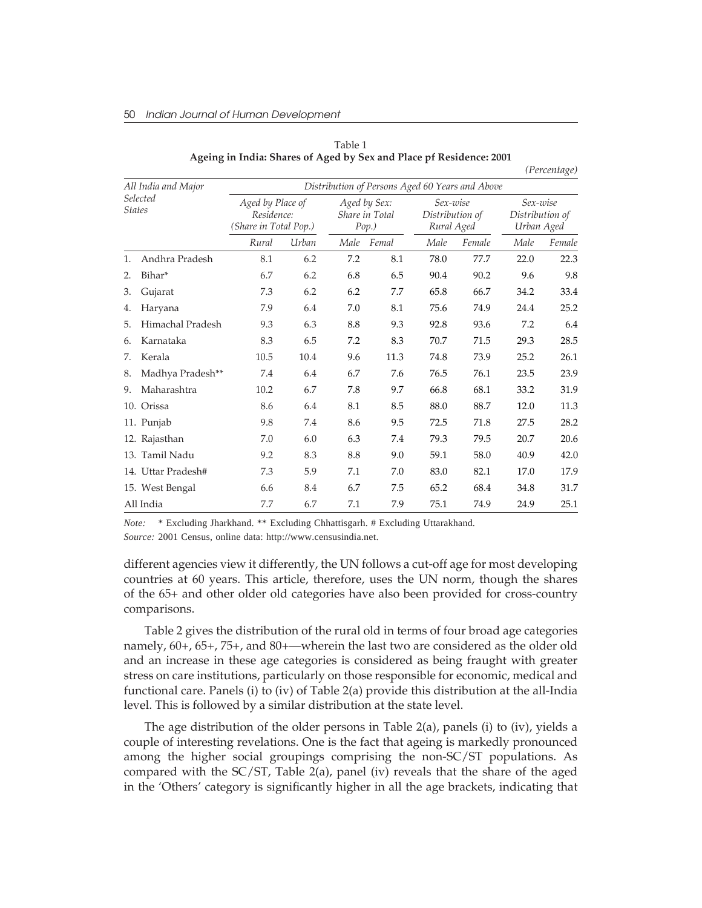Table 1
**Ageing in India: Shares of Aged by Sex and Place pf Residence: 2001**

*(Percentage)*

| All India and Major Selected States | Distribution of Persons Aged 60 Years and Above | | | | | | | |
|---|---|---|---|---|---|---|---|---|
| | *Aged by Place of Residence: (Share in Total Pop.)* | | *Aged by Sex: Share in Total Pop.)* | | *Sex-wise Distribution of Rural Aged* | | *Sex-wise Distribution of Urban Aged* | |
| | *Rural* | *Urban* | *Male* | *Femal* | *Male* | *Female* | *Male* | *Female* |
| 1. Andhra Pradesh | 8.1 | 6.2 | 7.2 | 8.1 | 78.0 | 77.7 | 22.0 | 22.3 |
| 2. Bihar* | 6.7 | 6.2 | 6.8 | 6.5 | 90.4 | 90.2 | 9.6 | 9.8 |
| 3. Gujarat | 7.3 | 6.2 | 6.2 | 7.7 | 65.8 | 66.7 | 34.2 | 33.4 |
| 4. Haryana | 7.9 | 6.4 | 7.0 | 8.1 | 75.6 | 74.9 | 24.4 | 25.2 |
| 5. Himachal Pradesh | 9.3 | 6.3 | 8.8 | 9.3 | 92.8 | 93.6 | 7.2 | 6.4 |
| 6. Karnataka | 8.3 | 6.5 | 7.2 | 8.3 | 70.7 | 71.5 | 29.3 | 28.5 |
| 7. Kerala | 10.5 | 10.4 | 9.6 | 11.3 | 74.8 | 73.9 | 25.2 | 26.1 |
| 8. Madhya Pradesh** | 7.4 | 6.4 | 6.7 | 7.6 | 76.5 | 76.1 | 23.5 | 23.9 |
| 9. Maharashtra | 10.2 | 6.7 | 7.8 | 9.7 | 66.8 | 68.1 | 33.2 | 31.9 |
| 10. Orissa | 8.6 | 6.4 | 8.1 | 8.5 | 88.0 | 88.7 | 12.0 | 11.3 |
| 11. Punjab | 9.8 | 7.4 | 8.6 | 9.5 | 72.5 | 71.8 | 27.5 | 28.2 |
| 12. Rajasthan | 7.0 | 6.0 | 6.3 | 7.4 | 79.3 | 79.5 | 20.7 | 20.6 |
| 13. Tamil Nadu | 9.2 | 8.3 | 8.8 | 9.0 | 59.1 | 58.0 | 40.9 | 42.0 |
| 14. Uttar Pradesh# | 7.3 | 5.9 | 7.1 | 7.0 | 83.0 | 82.1 | 17.0 | 17.9 |
| 15. West Bengal | 6.6 | 8.4 | 6.7 | 7.5 | 65.2 | 68.4 | 34.8 | 31.7 |
| All India | 7.7 | 6.7 | 7.1 | 7.9 | 75.1 | 74.9 | 24.9 | 25.1 |

*Note:* * Excluding Jharkhand. ** Excluding Chhattisgarh. # Excluding Uttarakhand.
*Source:* 2001 Census, online data: http://www.censusindia.net.

different agencies view it differently, the UN follows a cut-off age for most developing countries at 60 years. This article, therefore, uses the UN norm, though the shares of the 65+ and other older old categories have also been provided for cross-country comparisons.

Table 2 gives the distribution of the rural old in terms of four broad age categories namely, 60+, 65+, 75+, and 80+—wherein the last two are considered as the older old and an increase in these age categories is considered as being fraught with greater stress on care institutions, particularly on those responsible for economic, medical and functional care. Panels (i) to (iv) of Table 2(a) provide this distribution at the all-India level. This is followed by a similar distribution at the state level.

The age distribution of the older persons in Table 2(a), panels (i) to (iv), yields a couple of interesting revelations. One is the fact that ageing is markedly pronounced among the higher social groupings comprising the non-SC/ST populations. As compared with the SC/ST, Table 2(a), panel (iv) reveals that the share of the aged in the 'Others' category is significantly higher in all the age brackets, indicating that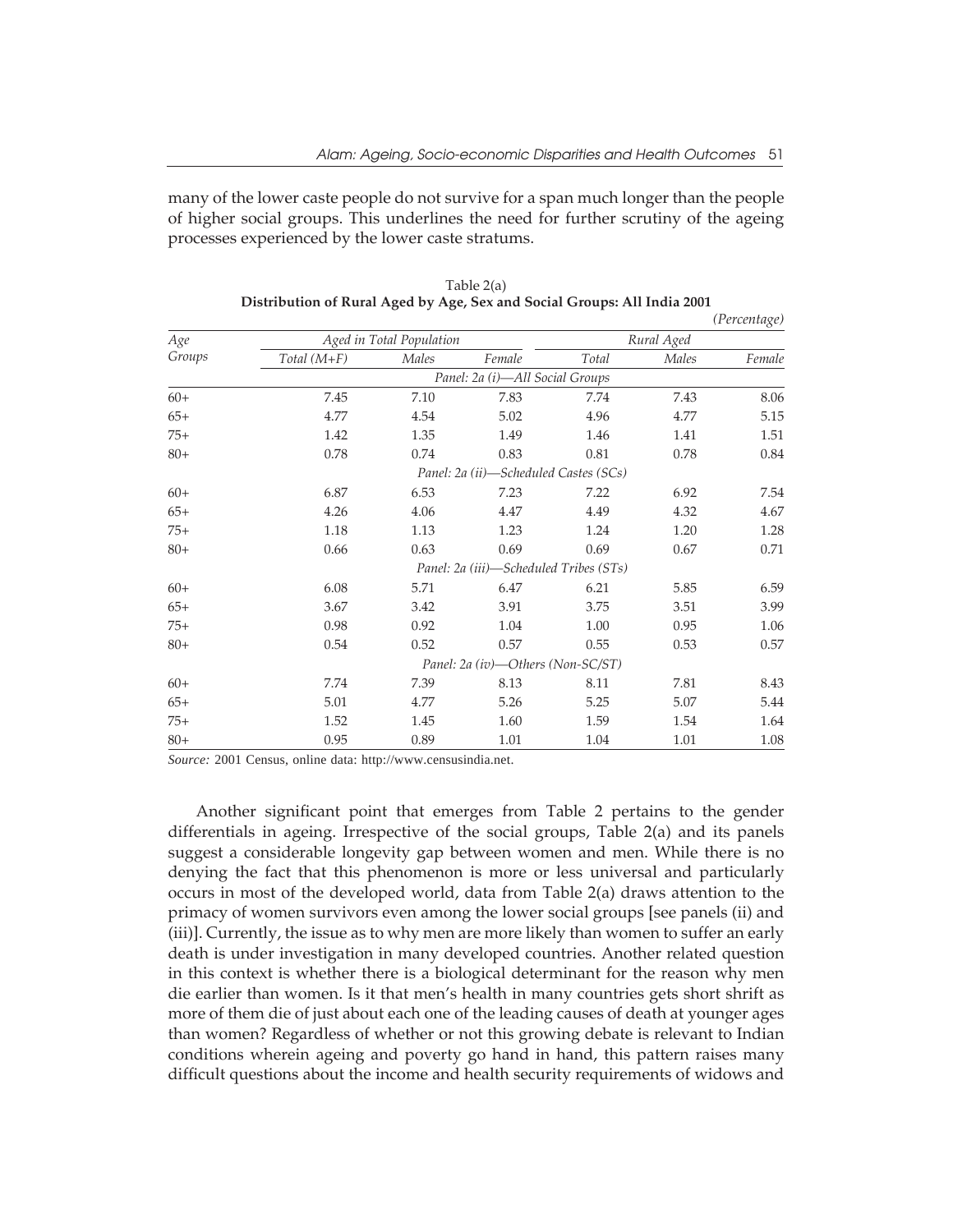many of the lower caste people do not survive for a span much longer than the people of higher social groups. This underlines the need for further scrutiny of the ageing processes experienced by the lower caste stratums.

Table 2(a)
**Distribution of Rural Aged by Age, Sex and Social Groups: All India 2001**

*(Percentage)*

| Age Groups | Aged in Total Population | | | Rural Aged | | |
|---|---|---|---|---|---|---|
| | *Total (M+F)* | *Males* | *Female* | *Total* | *Males* | *Female* |
| | | | *Panel: 2a (i)—All Social Groups* | | | |
| 60+ | 7.45 | 7.10 | 7.83 | 7.74 | 7.43 | 8.06 |
| 65+ | 4.77 | 4.54 | 5.02 | 4.96 | 4.77 | 5.15 |
| 75+ | 1.42 | 1.35 | 1.49 | 1.46 | 1.41 | 1.51 |
| 80+ | 0.78 | 0.74 | 0.83 | 0.81 | 0.78 | 0.84 |
| | | | *Panel: 2a (ii)—Scheduled Castes (SCs)* | | | |
| 60+ | 6.87 | 6.53 | 7.23 | 7.22 | 6.92 | 7.54 |
| 65+ | 4.26 | 4.06 | 4.47 | 4.49 | 4.32 | 4.67 |
| 75+ | 1.18 | 1.13 | 1.23 | 1.24 | 1.20 | 1.28 |
| 80+ | 0.66 | 0.63 | 0.69 | 0.69 | 0.67 | 0.71 |
| | | | *Panel: 2a (iii)—Scheduled Tribes (STs)* | | | |
| 60+ | 6.08 | 5.71 | 6.47 | 6.21 | 5.85 | 6.59 |
| 65+ | 3.67 | 3.42 | 3.91 | 3.75 | 3.51 | 3.99 |
| 75+ | 0.98 | 0.92 | 1.04 | 1.00 | 0.95 | 1.06 |
| 80+ | 0.54 | 0.52 | 0.57 | 0.55 | 0.53 | 0.57 |
| | | | *Panel: 2a (iv)—Others (Non-SC/ST)* | | | |
| 60+ | 7.74 | 7.39 | 8.13 | 8.11 | 7.81 | 8.43 |
| 65+ | 5.01 | 4.77 | 5.26 | 5.25 | 5.07 | 5.44 |
| 75+ | 1.52 | 1.45 | 1.60 | 1.59 | 1.54 | 1.64 |
| 80+ | 0.95 | 0.89 | 1.01 | 1.04 | 1.01 | 1.08 |

*Source:* 2001 Census, online data: http://www.censusindia.net.

Another significant point that emerges from Table 2 pertains to the gender differentials in ageing. Irrespective of the social groups, Table 2(a) and its panels suggest a considerable longevity gap between women and men. While there is no denying the fact that this phenomenon is more or less universal and particularly occurs in most of the developed world, data from Table 2(a) draws attention to the primacy of women survivors even among the lower social groups [see panels (ii) and (iii)]. Currently, the issue as to why men are more likely than women to suffer an early death is under investigation in many developed countries. Another related question in this context is whether there is a biological determinant for the reason why men die earlier than women. Is it that men's health in many countries gets short shrift as more of them die of just about each one of the leading causes of death at younger ages than women? Regardless of whether or not this growing debate is relevant to Indian conditions wherein ageing and poverty go hand in hand, this pattern raises many difficult questions about the income and health security requirements of widows and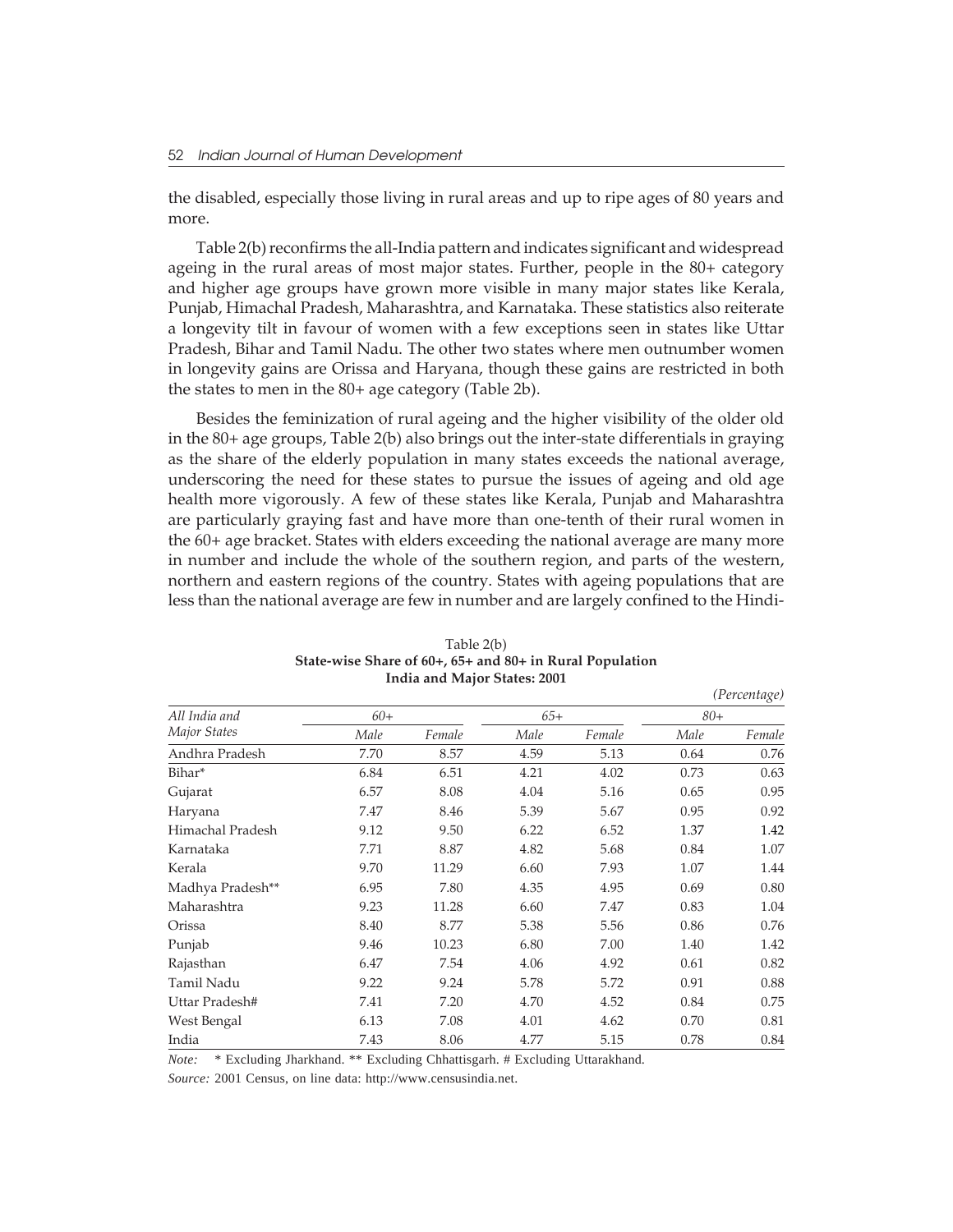the disabled, especially those living in rural areas and up to ripe ages of 80 years and more.

Table 2(b) reconfirms the all-India pattern and indicates significant and widespread ageing in the rural areas of most major states. Further, people in the 80+ category and higher age groups have grown more visible in many major states like Kerala, Punjab, Himachal Pradesh, Maharashtra, and Karnataka. These statistics also reiterate a longevity tilt in favour of women with a few exceptions seen in states like Uttar Pradesh, Bihar and Tamil Nadu. The other two states where men outnumber women in longevity gains are Orissa and Haryana, though these gains are restricted in both the states to men in the 80+ age category (Table 2b).

Besides the feminization of rural ageing and the higher visibility of the older old in the 80+ age groups, Table 2(b) also brings out the inter-state differentials in graying as the share of the elderly population in many states exceeds the national average, underscoring the need for these states to pursue the issues of ageing and old age health more vigorously. A few of these states like Kerala, Punjab and Maharashtra are particularly graying fast and have more than one-tenth of their rural women in the 60+ age bracket. States with elders exceeding the national average are many more in number and include the whole of the southern region, and parts of the western, northern and eastern regions of the country. States with ageing populations that are less than the national average are few in number and are largely confined to the Hindi-

Table 2(b)
**State-wise Share of 60+, 65+ and 80+ in Rural Population**
**India and Major States: 2001**

*(Percentage)*

| All India and Major States | 60+ | | 65+ | | 80+ | |
|---|---|---|---|---|---|---|
| | *Male* | *Female* | *Male* | *Female* | *Male* | *Female* |
| Andhra Pradesh | 7.70 | 8.57 | 4.59 | 5.13 | 0.64 | 0.76 |
| Bihar* | 6.84 | 6.51 | 4.21 | 4.02 | 0.73 | 0.63 |
| Gujarat | 6.57 | 8.08 | 4.04 | 5.16 | 0.65 | 0.95 |
| Haryana | 7.47 | 8.46 | 5.39 | 5.67 | 0.95 | 0.92 |
| Himachal Pradesh | 9.12 | 9.50 | 6.22 | 6.52 | 1.37 | 1.42 |
| Karnataka | 7.71 | 8.87 | 4.82 | 5.68 | 0.84 | 1.07 |
| Kerala | 9.70 | 11.29 | 6.60 | 7.93 | 1.07 | 1.44 |
| Madhya Pradesh** | 6.95 | 7.80 | 4.35 | 4.95 | 0.69 | 0.80 |
| Maharashtra | 9.23 | 11.28 | 6.60 | 7.47 | 0.83 | 1.04 |
| Orissa | 8.40 | 8.77 | 5.38 | 5.56 | 0.86 | 0.76 |
| Punjab | 9.46 | 10.23 | 6.80 | 7.00 | 1.40 | 1.42 |
| Rajasthan | 6.47 | 7.54 | 4.06 | 4.92 | 0.61 | 0.82 |
| Tamil Nadu | 9.22 | 9.24 | 5.78 | 5.72 | 0.91 | 0.88 |
| Uttar Pradesh# | 7.41 | 7.20 | 4.70 | 4.52 | 0.84 | 0.75 |
| West Bengal | 6.13 | 7.08 | 4.01 | 4.62 | 0.70 | 0.81 |
| India | 7.43 | 8.06 | 4.77 | 5.15 | 0.78 | 0.84 |

*Note:* * Excluding Jharkhand. ** Excluding Chhattisgarh. # Excluding Uttarakhand.

*Source:* 2001 Census, on line data: http://www.censusindia.net.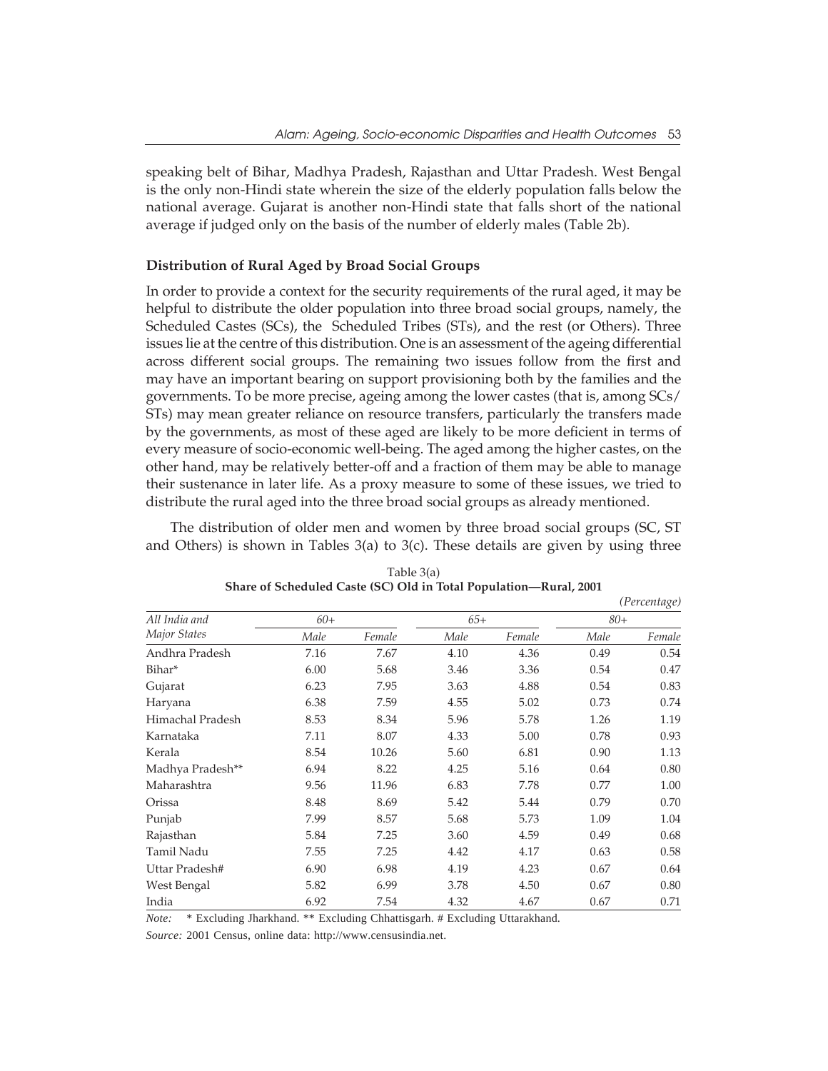speaking belt of Bihar, Madhya Pradesh, Rajasthan and Uttar Pradesh. West Bengal is the only non-Hindi state wherein the size of the elderly population falls below the national average. Gujarat is another non-Hindi state that falls short of the national average if judged only on the basis of the number of elderly males (Table 2b).

### Distribution of Rural Aged by Broad Social Groups

In order to provide a context for the security requirements of the rural aged, it may be helpful to distribute the older population into three broad social groups, namely, the Scheduled Castes (SCs), the Scheduled Tribes (STs), and the rest (or Others). Three issues lie at the centre of this distribution. One is an assessment of the ageing differential across different social groups. The remaining two issues follow from the first and may have an important bearing on support provisioning both by the families and the governments. To be more precise, ageing among the lower castes (that is, among SCs/STs) may mean greater reliance on resource transfers, particularly the transfers made by the governments, as most of these aged are likely to be more deficient in terms of every measure of socio-economic well-being. The aged among the higher castes, on the other hand, may be relatively better-off and a fraction of them may be able to manage their sustenance in later life. As a proxy measure to some of these issues, we tried to distribute the rural aged into the three broad social groups as already mentioned.

The distribution of older men and women by three broad social groups (SC, ST and Others) is shown in Tables 3(a) to 3(c). These details are given by using three

Table 3(a)
**Share of Scheduled Caste (SC) Old in Total Population—Rural, 2001**

*(Percentage)*

| *All India and Major States* | *60+* | | *65+* | | *80+* | |
|---|---|---|---|---|---|---|
| | *Male* | *Female* | *Male* | *Female* | *Male* | *Female* |
| Andhra Pradesh | 7.16 | 7.67 | 4.10 | 4.36 | 0.49 | 0.54 |
| Bihar* | 6.00 | 5.68 | 3.46 | 3.36 | 0.54 | 0.47 |
| Gujarat | 6.23 | 7.95 | 3.63 | 4.88 | 0.54 | 0.83 |
| Haryana | 6.38 | 7.59 | 4.55 | 5.02 | 0.73 | 0.74 |
| Himachal Pradesh | 8.53 | 8.34 | 5.96 | 5.78 | 1.26 | 1.19 |
| Karnataka | 7.11 | 8.07 | 4.33 | 5.00 | 0.78 | 0.93 |
| Kerala | 8.54 | 10.26 | 5.60 | 6.81 | 0.90 | 1.13 |
| Madhya Pradesh** | 6.94 | 8.22 | 4.25 | 5.16 | 0.64 | 0.80 |
| Maharashtra | 9.56 | 11.96 | 6.83 | 7.78 | 0.77 | 1.00 |
| Orissa | 8.48 | 8.69 | 5.42 | 5.44 | 0.79 | 0.70 |
| Punjab | 7.99 | 8.57 | 5.68 | 5.73 | 1.09 | 1.04 |
| Rajasthan | 5.84 | 7.25 | 3.60 | 4.59 | 0.49 | 0.68 |
| Tamil Nadu | 7.55 | 7.25 | 4.42 | 4.17 | 0.63 | 0.58 |
| Uttar Pradesh# | 6.90 | 6.98 | 4.19 | 4.23 | 0.67 | 0.64 |
| West Bengal | 5.82 | 6.99 | 3.78 | 4.50 | 0.67 | 0.80 |
| India | 6.92 | 7.54 | 4.32 | 4.67 | 0.67 | 0.71 |

*Note:* * Excluding Jharkhand. ** Excluding Chhattisgarh. # Excluding Uttarakhand.

*Source:* 2001 Census, online data: http://www.censusindia.net.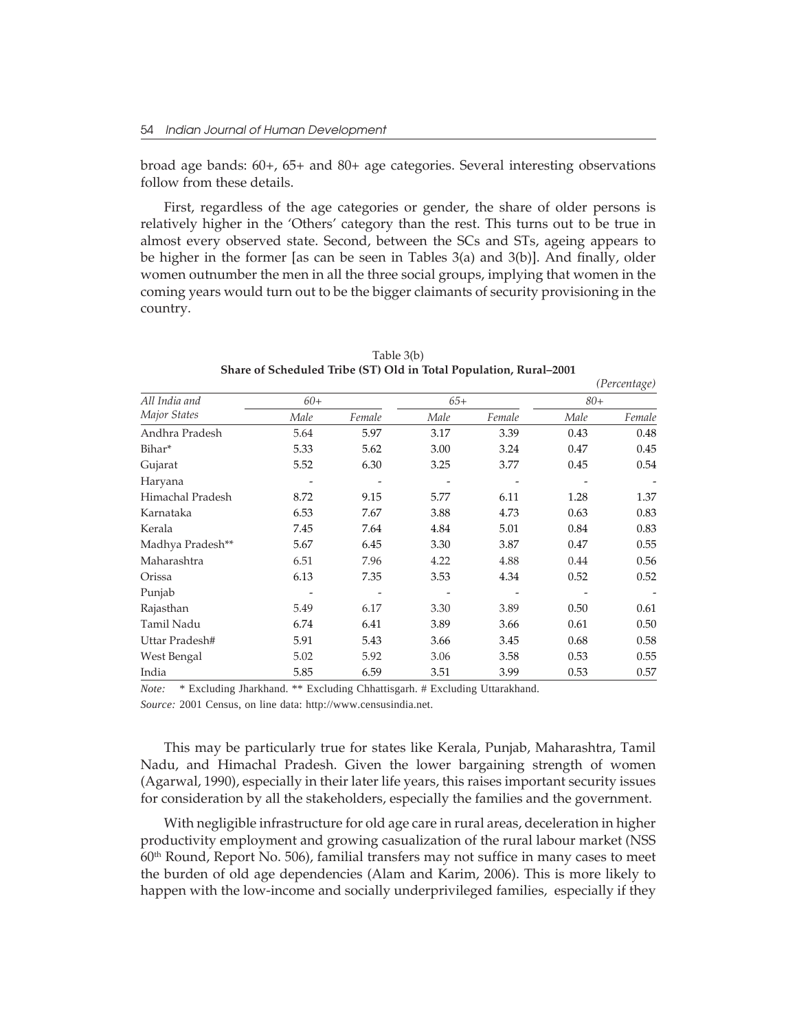broad age bands: 60+, 65+ and 80+ age categories. Several interesting observations follow from these details.

First, regardless of the age categories or gender, the share of older persons is relatively higher in the 'Others' category than the rest. This turns out to be true in almost every observed state. Second, between the SCs and STs, ageing appears to be higher in the former [as can be seen in Tables 3(a) and 3(b)]. And finally, older women outnumber the men in all the three social groups, implying that women in the coming years would turn out to be the bigger claimants of security provisioning in the country.

Table 3(b)
**Share of Scheduled Tribe (ST) Old in Total Population, Rural–2001**

*(Percentage)*

| All India and Major States | 60+ | | 65+ | | 80+ | |
|---|---|---|---|---|---|---|
| | *Male* | *Female* | *Male* | *Female* | *Male* | *Female* |
| Andhra Pradesh | 5.64 | 5.97 | 3.17 | 3.39 | 0.43 | 0.48 |
| Bihar* | 5.33 | 5.62 | 3.00 | 3.24 | 0.47 | 0.45 |
| Gujarat | 5.52 | 6.30 | 3.25 | 3.77 | 0.45 | 0.54 |
| Haryana | - | - | - | - | - | - |
| Himachal Pradesh | 8.72 | 9.15 | 5.77 | 6.11 | 1.28 | 1.37 |
| Karnataka | 6.53 | 7.67 | 3.88 | 4.73 | 0.63 | 0.83 |
| Kerala | 7.45 | 7.64 | 4.84 | 5.01 | 0.84 | 0.83 |
| Madhya Pradesh** | 5.67 | 6.45 | 3.30 | 3.87 | 0.47 | 0.55 |
| Maharashtra | 6.51 | 7.96 | 4.22 | 4.88 | 0.44 | 0.56 |
| Orissa | 6.13 | 7.35 | 3.53 | 4.34 | 0.52 | 0.52 |
| Punjab | - | - | - | - | - | - |
| Rajasthan | 5.49 | 6.17 | 3.30 | 3.89 | 0.50 | 0.61 |
| Tamil Nadu | 6.74 | 6.41 | 3.89 | 3.66 | 0.61 | 0.50 |
| Uttar Pradesh# | 5.91 | 5.43 | 3.66 | 3.45 | 0.68 | 0.58 |
| West Bengal | 5.02 | 5.92 | 3.06 | 3.58 | 0.53 | 0.55 |
| India | 5.85 | 6.59 | 3.51 | 3.99 | 0.53 | 0.57 |

*Note:* * Excluding Jharkhand. ** Excluding Chhattisgarh. # Excluding Uttarakhand.

*Source:* 2001 Census, on line data: http://www.censusindia.net.

This may be particularly true for states like Kerala, Punjab, Maharashtra, Tamil Nadu, and Himachal Pradesh. Given the lower bargaining strength of women (Agarwal, 1990), especially in their later life years, this raises important security issues for consideration by all the stakeholders, especially the families and the government.

With negligible infrastructure for old age care in rural areas, deceleration in higher productivity employment and growing casualization of the rural labour market (NSS 60th Round, Report No. 506), familial transfers may not suffice in many cases to meet the burden of old age dependencies (Alam and Karim, 2006). This is more likely to happen with the low-income and socially underprivileged families, especially if they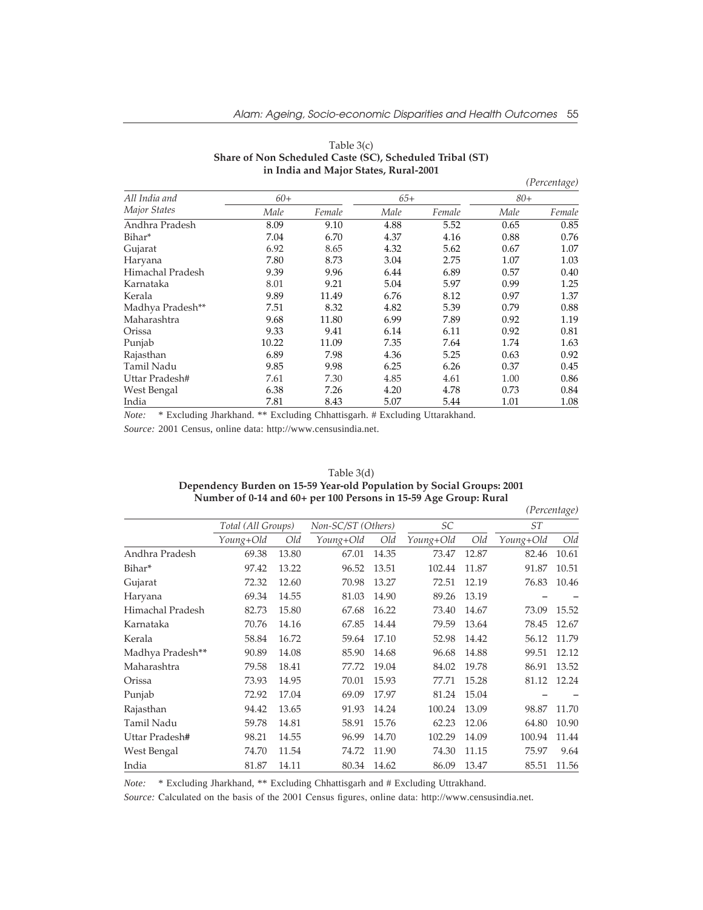Table 3(c)

**Share of Non Scheduled Caste (SC), Scheduled Tribal (ST) in India and Major States, Rural-2001**

*(Percentage)*

| *All India and Major States* | *60+* | | *65+* | | *80+* | |
|---|---|---|---|---|---|---|
| | *Male* | *Female* | *Male* | *Female* | *Male* | *Female* |
| Andhra Pradesh | 8.09 | 9.10 | 4.88 | 5.52 | 0.65 | 0.85 |
| Bihar* | 7.04 | 6.70 | 4.37 | 4.16 | 0.88 | 0.76 |
| Gujarat | 6.92 | 8.65 | 4.32 | 5.62 | 0.67 | 1.07 |
| Haryana | 7.80 | 8.73 | 3.04 | 2.75 | 1.07 | 1.03 |
| Himachal Pradesh | 9.39 | 9.96 | 6.44 | 6.89 | 0.57 | 0.40 |
| Karnataka | 8.01 | 9.21 | 5.04 | 5.97 | 0.99 | 1.25 |
| Kerala | 9.89 | 11.49 | 6.76 | 8.12 | 0.97 | 1.37 |
| Madhya Pradesh** | 7.51 | 8.32 | 4.82 | 5.39 | 0.79 | 0.88 |
| Maharashtra | 9.68 | 11.80 | 6.99 | 7.89 | 0.92 | 1.19 |
| Orissa | 9.33 | 9.41 | 6.14 | 6.11 | 0.92 | 0.81 |
| Punjab | 10.22 | 11.09 | 7.35 | 7.64 | 1.74 | 1.63 |
| Rajasthan | 6.89 | 7.98 | 4.36 | 5.25 | 0.63 | 0.92 |
| Tamil Nadu | 9.85 | 9.98 | 6.25 | 6.26 | 0.37 | 0.45 |
| Uttar Pradesh# | 7.61 | 7.30 | 4.85 | 4.61 | 1.00 | 0.86 |
| West Bengal | 6.38 | 7.26 | 4.20 | 4.78 | 0.73 | 0.84 |
| India | 7.81 | 8.43 | 5.07 | 5.44 | 1.01 | 1.08 |

*Note:* * Excluding Jharkhand. ** Excluding Chhattisgarh. # Excluding Uttarakhand.

*Source:* 2001 Census, online data: http://www.censusindia.net.

Table 3(d)

**Dependency Burden on 15-59 Year-old Population by Social Groups: 2001**
**Number of 0-14 and 60+ per 100 Persons in 15-59 Age Group: Rural**

*(Percentage)*

| | *Total (All Groups)* | | *Non-SC/ST (Others)* | | *SC* | | *ST* | |
|---|---|---|---|---|---|---|---|---|
| | *Young+Old* | *Old* | *Young+Old* | *Old* | *Young+Old* | *Old* | *Young+Old* | *Old* |
| Andhra Pradesh | 69.38 | 13.80 | 67.01 | 14.35 | 73.47 | 12.87 | 82.46 | 10.61 |
| Bihar* | 97.42 | 13.22 | 96.52 | 13.51 | 102.44 | 11.87 | 91.87 | 10.51 |
| Gujarat | 72.32 | 12.60 | 70.98 | 13.27 | 72.51 | 12.19 | 76.83 | 10.46 |
| Haryana | 69.34 | 14.55 | 81.03 | 14.90 | 89.26 | 13.19 | – | – |
| Himachal Pradesh | 82.73 | 15.80 | 67.68 | 16.22 | 73.40 | 14.67 | 73.09 | 15.52 |
| Karnataka | 70.76 | 14.16 | 67.85 | 14.44 | 79.59 | 13.64 | 78.45 | 12.67 |
| Kerala | 58.84 | 16.72 | 59.64 | 17.10 | 52.98 | 14.42 | 56.12 | 11.79 |
| Madhya Pradesh** | 90.89 | 14.08 | 85.90 | 14.68 | 96.68 | 14.88 | 99.51 | 12.12 |
| Maharashtra | 79.58 | 18.41 | 77.72 | 19.04 | 84.02 | 19.78 | 86.91 | 13.52 |
| Orissa | 73.93 | 14.95 | 70.01 | 15.93 | 77.71 | 15.28 | 81.12 | 12.24 |
| Punjab | 72.92 | 17.04 | 69.09 | 17.97 | 81.24 | 15.04 | – | – |
| Rajasthan | 94.42 | 13.65 | 91.93 | 14.24 | 100.24 | 13.09 | 98.87 | 11.70 |
| Tamil Nadu | 59.78 | 14.81 | 58.91 | 15.76 | 62.23 | 12.06 | 64.80 | 10.90 |
| Uttar Pradesh# | 98.21 | 14.55 | 96.99 | 14.70 | 102.29 | 14.09 | 100.94 | 11.44 |
| West Bengal | 74.70 | 11.54 | 74.72 | 11.90 | 74.30 | 11.15 | 75.97 | 9.64 |
| India | 81.87 | 14.11 | 80.34 | 14.62 | 86.09 | 13.47 | 85.51 | 11.56 |

*Note:* * Excluding Jharkhand, ** Excluding Chhattisgarh and # Excluding Uttrakhand.

*Source:* Calculated on the basis of the 2001 Census figures, online data: http://www.censusindia.net.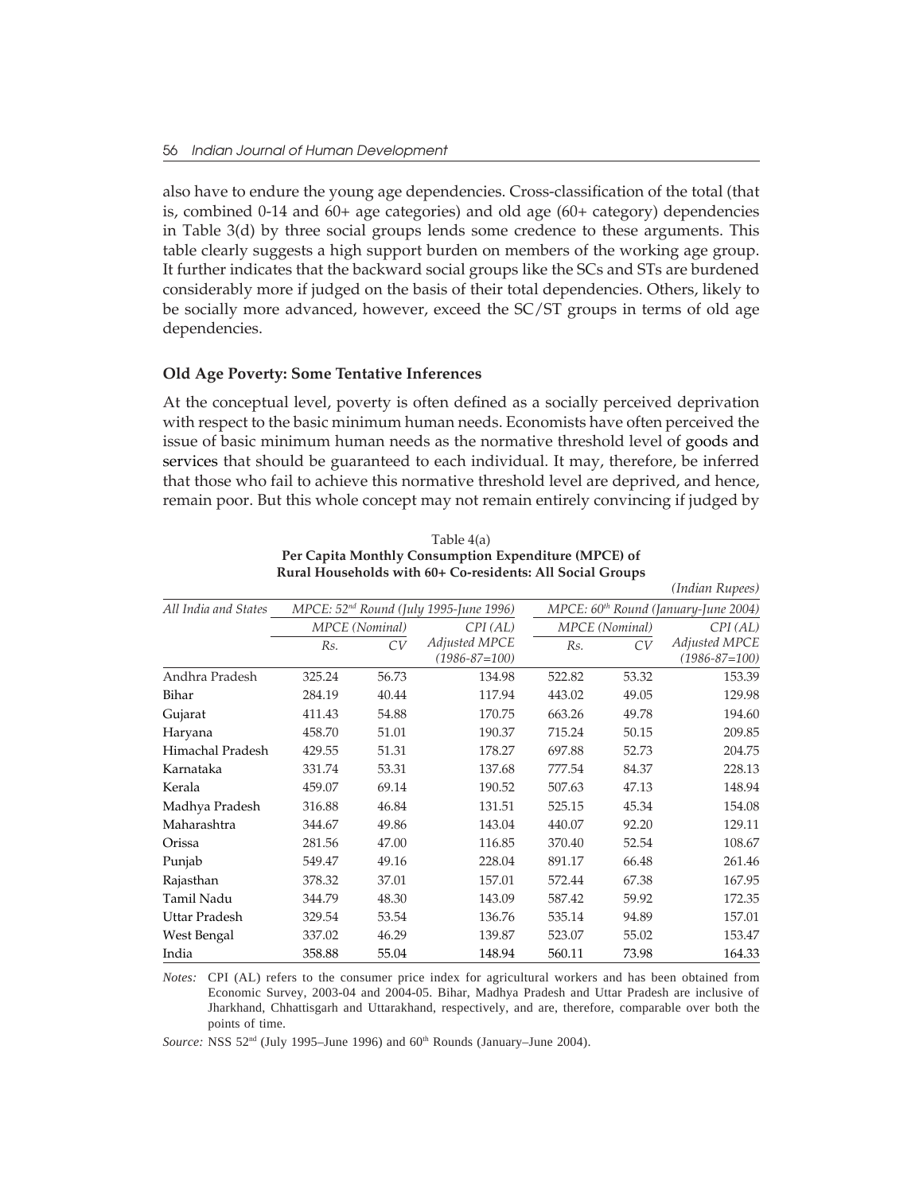also have to endure the young age dependencies. Cross-classification of the total (that is, combined 0-14 and 60+ age categories) and old age (60+ category) dependencies in Table 3(d) by three social groups lends some credence to these arguments. This table clearly suggests a high support burden on members of the working age group. It further indicates that the backward social groups like the SCs and STs are burdened considerably more if judged on the basis of their total dependencies. Others, likely to be socially more advanced, however, exceed the SC/ST groups in terms of old age dependencies.

### Old Age Poverty: Some Tentative Inferences

At the conceptual level, poverty is often defined as a socially perceived deprivation with respect to the basic minimum human needs. Economists have often perceived the issue of basic minimum human needs as the normative threshold level of goods and services that should be guaranteed to each individual. It may, therefore, be inferred that those who fail to achieve this normative threshold level are deprived, and hence, remain poor. But this whole concept may not remain entirely convincing if judged by

Table 4(a)
**Per Capita Monthly Consumption Expenditure (MPCE) of Rural Households with 60+ Co-residents: All Social Groups**

*(Indian Rupees)*

| All India and States | MPCE: 52nd Round (July 1995-June 1996) | | | MPCE: 60th Round (January-June 2004) | | |
|---|---|---|---|---|---|---|
| | MPCE (Nominal) | | CPI (AL) | MPCE (Nominal) | | CPI (AL) |
| | Rs. | CV | Adjusted MPCE (1986-87=100) | Rs. | CV | Adjusted MPCE (1986-87=100) |
| Andhra Pradesh | 325.24 | 56.73 | 134.98 | 522.82 | 53.32 | 153.39 |
| Bihar | 284.19 | 40.44 | 117.94 | 443.02 | 49.05 | 129.98 |
| Gujarat | 411.43 | 54.88 | 170.75 | 663.26 | 49.78 | 194.60 |
| Haryana | 458.70 | 51.01 | 190.37 | 715.24 | 50.15 | 209.85 |
| Himachal Pradesh | 429.55 | 51.31 | 178.27 | 697.88 | 52.73 | 204.75 |
| Karnataka | 331.74 | 53.31 | 137.68 | 777.54 | 84.37 | 228.13 |
| Kerala | 459.07 | 69.14 | 190.52 | 507.63 | 47.13 | 148.94 |
| Madhya Pradesh | 316.88 | 46.84 | 131.51 | 525.15 | 45.34 | 154.08 |
| Maharashtra | 344.67 | 49.86 | 143.04 | 440.07 | 92.20 | 129.11 |
| Orissa | 281.56 | 47.00 | 116.85 | 370.40 | 52.54 | 108.67 |
| Punjab | 549.47 | 49.16 | 228.04 | 891.17 | 66.48 | 261.46 |
| Rajasthan | 378.32 | 37.01 | 157.01 | 572.44 | 67.38 | 167.95 |
| Tamil Nadu | 344.79 | 48.30 | 143.09 | 587.42 | 59.92 | 172.35 |
| Uttar Pradesh | 329.54 | 53.54 | 136.76 | 535.14 | 94.89 | 157.01 |
| West Bengal | 337.02 | 46.29 | 139.87 | 523.07 | 55.02 | 153.47 |
| India | 358.88 | 55.04 | 148.94 | 560.11 | 73.98 | 164.33 |

*Notes:* CPI (AL) refers to the consumer price index for agricultural workers and has been obtained from Economic Survey, 2003-04 and 2004-05. Bihar, Madhya Pradesh and Uttar Pradesh are inclusive of Jharkhand, Chhattisgarh and Uttarakhand, respectively, and are, therefore, comparable over both the points of time.

*Source:* NSS 52nd (July 1995–June 1996) and 60th Rounds (January–June 2004).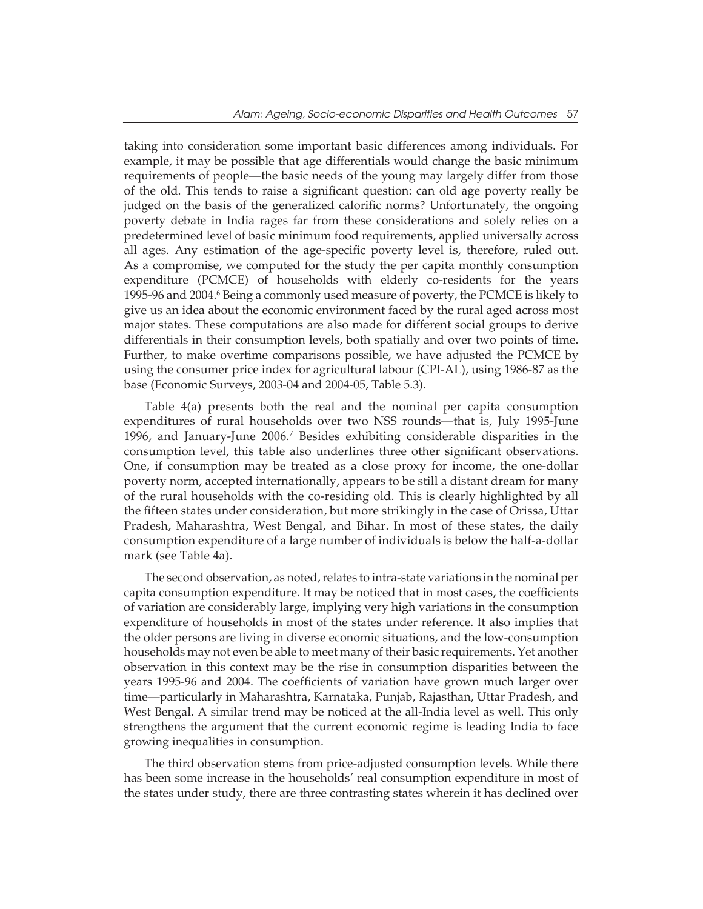taking into consideration some important basic differences among individuals. For example, it may be possible that age differentials would change the basic minimum requirements of people—the basic needs of the young may largely differ from those of the old. This tends to raise a significant question: can old age poverty really be judged on the basis of the generalized calorific norms? Unfortunately, the ongoing poverty debate in India rages far from these considerations and solely relies on a predetermined level of basic minimum food requirements, applied universally across all ages. Any estimation of the age-specific poverty level is, therefore, ruled out. As a compromise, we computed for the study the per capita monthly consumption expenditure (PCMCE) of households with elderly co-residents for the years 1995-96 and 2004.[6] Being a commonly used measure of poverty, the PCMCE is likely to give us an idea about the economic environment faced by the rural aged across most major states. These computations are also made for different social groups to derive differentials in their consumption levels, both spatially and over two points of time. Further, to make overtime comparisons possible, we have adjusted the PCMCE by using the consumer price index for agricultural labour (CPI-AL), using 1986-87 as the base (Economic Surveys, 2003-04 and 2004-05, Table 5.3).

Table 4(a) presents both the real and the nominal per capita consumption expenditures of rural households over two NSS rounds—that is, July 1995-June 1996, and January-June 2006.[7] Besides exhibiting considerable disparities in the consumption level, this table also underlines three other significant observations. One, if consumption may be treated as a close proxy for income, the one-dollar poverty norm, accepted internationally, appears to be still a distant dream for many of the rural households with the co-residing old. This is clearly highlighted by all the fifteen states under consideration, but more strikingly in the case of Orissa, Uttar Pradesh, Maharashtra, West Bengal, and Bihar. In most of these states, the daily consumption expenditure of a large number of individuals is below the half-a-dollar mark (see Table 4a).

The second observation, as noted, relates to intra-state variations in the nominal per capita consumption expenditure. It may be noticed that in most cases, the coefficients of variation are considerably large, implying very high variations in the consumption expenditure of households in most of the states under reference. It also implies that the older persons are living in diverse economic situations, and the low-consumption households may not even be able to meet many of their basic requirements. Yet another observation in this context may be the rise in consumption disparities between the years 1995-96 and 2004. The coefficients of variation have grown much larger over time—particularly in Maharashtra, Karnataka, Punjab, Rajasthan, Uttar Pradesh, and West Bengal. A similar trend may be noticed at the all-India level as well. This only strengthens the argument that the current economic regime is leading India to face growing inequalities in consumption.

The third observation stems from price-adjusted consumption levels. While there has been some increase in the households' real consumption expenditure in most of the states under study, there are three contrasting states wherein it has declined over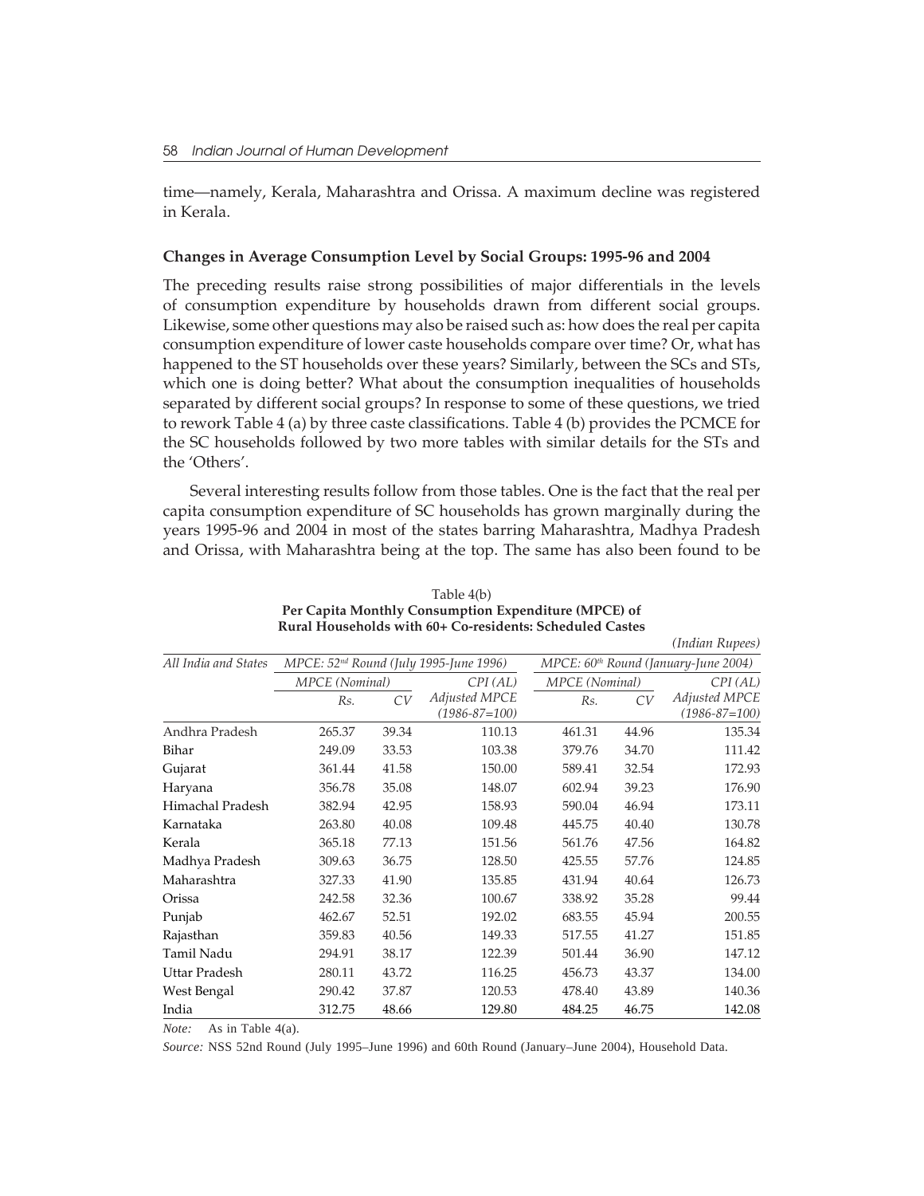time—namely, Kerala, Maharashtra and Orissa. A maximum decline was registered in Kerala.

### Changes in Average Consumption Level by Social Groups: 1995-96 and 2004

The preceding results raise strong possibilities of major differentials in the levels of consumption expenditure by households drawn from different social groups. Likewise, some other questions may also be raised such as: how does the real per capita consumption expenditure of lower caste households compare over time? Or, what has happened to the ST households over these years? Similarly, between the SCs and STs, which one is doing better? What about the consumption inequalities of households separated by different social groups? In response to some of these questions, we tried to rework Table 4 (a) by three caste classifications. Table 4 (b) provides the PCMCE for the SC households followed by two more tables with similar details for the STs and the 'Others'.

Several interesting results follow from those tables. One is the fact that the real per capita consumption expenditure of SC households has grown marginally during the years 1995-96 and 2004 in most of the states barring Maharashtra, Madhya Pradesh and Orissa, with Maharashtra being at the top. The same has also been found to be

Table 4(b)
**Per Capita Monthly Consumption Expenditure (MPCE) of Rural Households with 60+ Co-residents: Scheduled Castes**

*(Indian Rupees)*

| *All India and States* | *MPCE: 52nd Round (July 1995-June 1996)* | | | *MPCE: 60th Round (January-June 2004)* | | |
|---|---|---|---|---|---|---|
| | *MPCE (Nominal)* | | *CPI (AL)* | *MPCE (Nominal)* | | *CPI (AL)* |
| | *Rs.* | *CV* | *Adjusted MPCE (1986-87=100)* | *Rs.* | *CV* | *Adjusted MPCE (1986-87=100)* |
| Andhra Pradesh | 265.37 | 39.34 | 110.13 | 461.31 | 44.96 | 135.34 |
| Bihar | 249.09 | 33.53 | 103.38 | 379.76 | 34.70 | 111.42 |
| Gujarat | 361.44 | 41.58 | 150.00 | 589.41 | 32.54 | 172.93 |
| Haryana | 356.78 | 35.08 | 148.07 | 602.94 | 39.23 | 176.90 |
| Himachal Pradesh | 382.94 | 42.95 | 158.93 | 590.04 | 46.94 | 173.11 |
| Karnataka | 263.80 | 40.08 | 109.48 | 445.75 | 40.40 | 130.78 |
| Kerala | 365.18 | 77.13 | 151.56 | 561.76 | 47.56 | 164.82 |
| Madhya Pradesh | 309.63 | 36.75 | 128.50 | 425.55 | 57.76 | 124.85 |
| Maharashtra | 327.33 | 41.90 | 135.85 | 431.94 | 40.64 | 126.73 |
| Orissa | 242.58 | 32.36 | 100.67 | 338.92 | 35.28 | 99.44 |
| Punjab | 462.67 | 52.51 | 192.02 | 683.55 | 45.94 | 200.55 |
| Rajasthan | 359.83 | 40.56 | 149.33 | 517.55 | 41.27 | 151.85 |
| Tamil Nadu | 294.91 | 38.17 | 122.39 | 501.44 | 36.90 | 147.12 |
| Uttar Pradesh | 280.11 | 43.72 | 116.25 | 456.73 | 43.37 | 134.00 |
| West Bengal | 290.42 | 37.87 | 120.53 | 478.40 | 43.89 | 140.36 |
| India | 312.75 | 48.66 | 129.80 | 484.25 | 46.75 | 142.08 |

*Note:* As in Table 4(a).

*Source:* NSS 52nd Round (July 1995–June 1996) and 60th Round (January–June 2004), Household Data.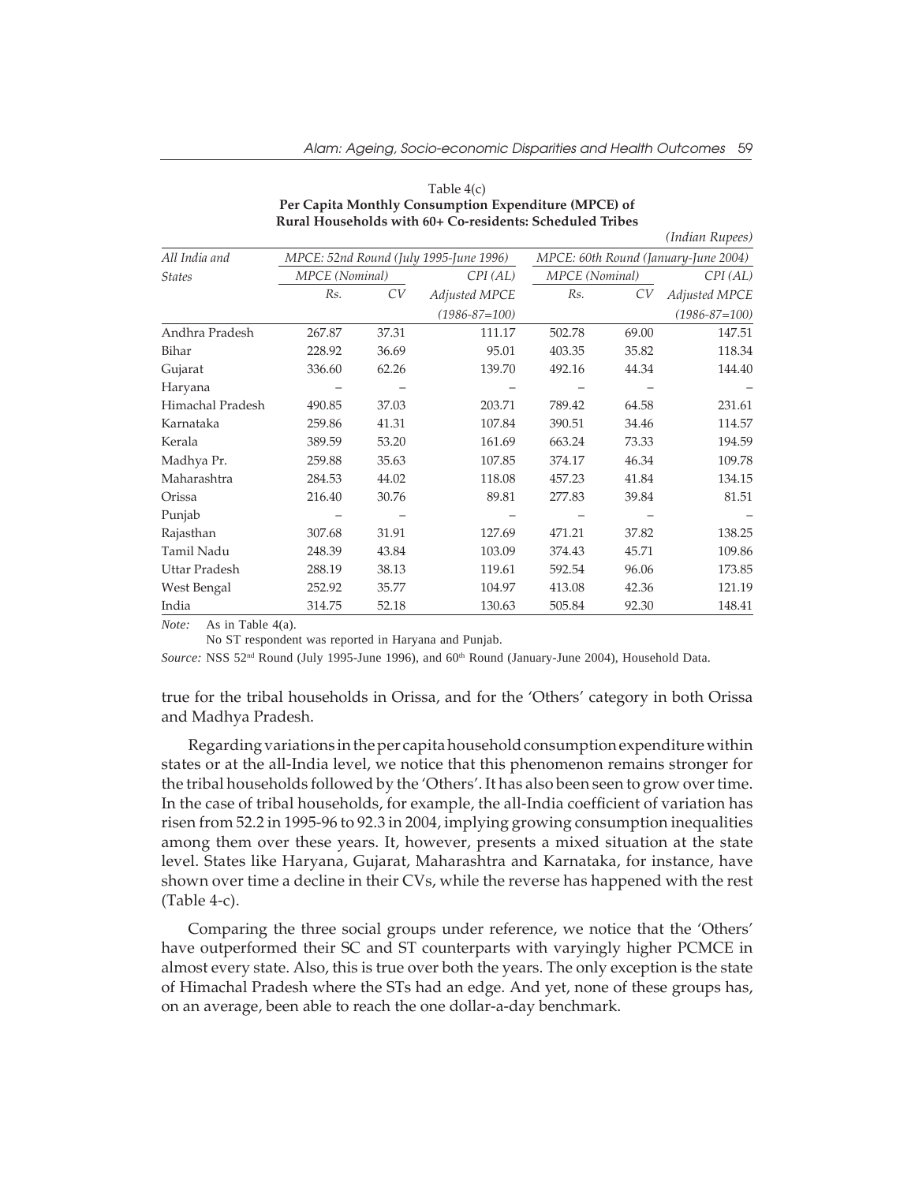Table 4(c)
**Per Capita Monthly Consumption Expenditure (MPCE) of Rural Households with 60+ Co-residents: Scheduled Tribes**

*(Indian Rupees)*

| *All India and States* | *MPCE: 52nd Round (July 1995-June 1996)* | | | *MPCE: 60th Round (January-June 2004)* | | |
|---|---|---|---|---|---|---|
| | *MPCE (Nominal)* | | *CPI (AL)* | *MPCE (Nominal)* | | *CPI (AL)* |
| | *Rs.* | *CV* | *Adjusted MPCE (1986-87=100)* | *Rs.* | *CV* | *Adjusted MPCE (1986-87=100)* |
| Andhra Pradesh | 267.87 | 37.31 | 111.17 | 502.78 | 69.00 | 147.51 |
| Bihar | 228.92 | 36.69 | 95.01 | 403.35 | 35.82 | 118.34 |
| Gujarat | 336.60 | 62.26 | 139.70 | 492.16 | 44.34 | 144.40 |
| Haryana | – | – | – | – | – | – |
| Himachal Pradesh | 490.85 | 37.03 | 203.71 | 789.42 | 64.58 | 231.61 |
| Karnataka | 259.86 | 41.31 | 107.84 | 390.51 | 34.46 | 114.57 |
| Kerala | 389.59 | 53.20 | 161.69 | 663.24 | 73.33 | 194.59 |
| Madhya Pr. | 259.88 | 35.63 | 107.85 | 374.17 | 46.34 | 109.78 |
| Maharashtra | 284.53 | 44.02 | 118.08 | 457.23 | 41.84 | 134.15 |
| Orissa | 216.40 | 30.76 | 89.81 | 277.83 | 39.84 | 81.51 |
| Punjab | – | – | – | – | – | – |
| Rajasthan | 307.68 | 31.91 | 127.69 | 471.21 | 37.82 | 138.25 |
| Tamil Nadu | 248.39 | 43.84 | 103.09 | 374.43 | 45.71 | 109.86 |
| Uttar Pradesh | 288.19 | 38.13 | 119.61 | 592.54 | 96.06 | 173.85 |
| West Bengal | 252.92 | 35.77 | 104.97 | 413.08 | 42.36 | 121.19 |
| India | 314.75 | 52.18 | 130.63 | 505.84 | 92.30 | 148.41 |

*Note:* As in Table 4(a).
No ST respondent was reported in Haryana and Punjab.

*Source:* NSS 52nd Round (July 1995-June 1996), and 60th Round (January-June 2004), Household Data.

true for the tribal households in Orissa, and for the 'Others' category in both Orissa and Madhya Pradesh.

Regarding variations in the per capita household consumption expenditure within states or at the all-India level, we notice that this phenomenon remains stronger for the tribal households followed by the 'Others'. It has also been seen to grow over time. In the case of tribal households, for example, the all-India coefficient of variation has risen from 52.2 in 1995-96 to 92.3 in 2004, implying growing consumption inequalities among them over these years. It, however, presents a mixed situation at the state level. States like Haryana, Gujarat, Maharashtra and Karnataka, for instance, have shown over time a decline in their CVs, while the reverse has happened with the rest (Table 4-c).

Comparing the three social groups under reference, we notice that the 'Others' have outperformed their SC and ST counterparts with varyingly higher PCMCE in almost every state. Also, this is true over both the years. The only exception is the state of Himachal Pradesh where the STs had an edge. And yet, none of these groups has, on an average, been able to reach the one dollar-a-day benchmark.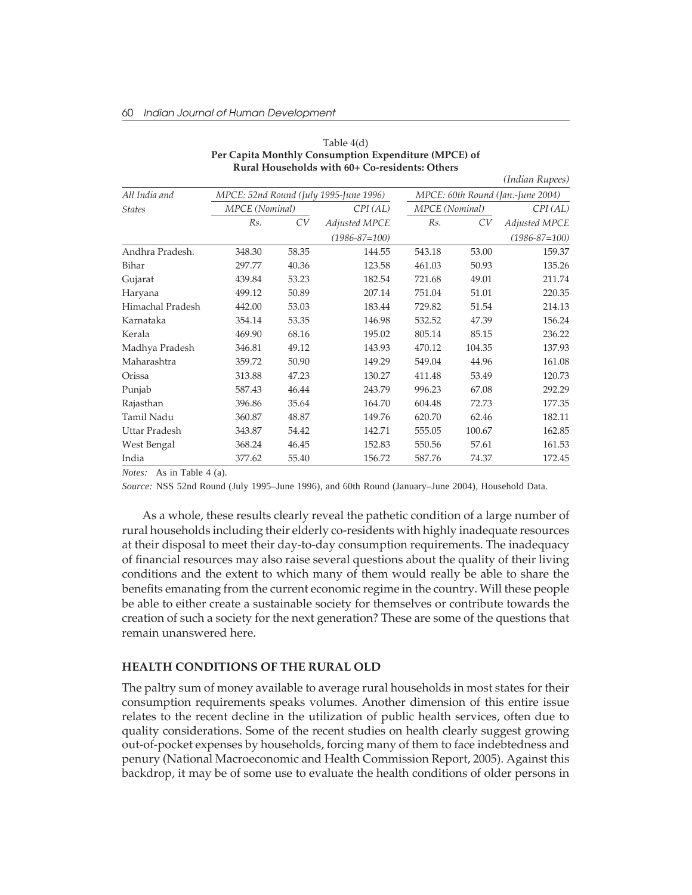Table 4(d)
**Per Capita Monthly Consumption Expenditure (MPCE) of Rural Households with 60+ Co-residents: Others**

*(Indian Rupees)*

| All India and States | MPCE: 52nd Round (July 1995-June 1996) | | | MPCE: 60th Round (Jan.-June 2004) | | |
|---|---|---|---|---|---|---|
| | MPCE (Nominal) | | CPI (AL) | MPCE (Nominal) | | CPI (AL) |
| | Rs. | CV | Adjusted MPCE (1986-87=100) | Rs. | CV | Adjusted MPCE (1986-87=100) |
| Andhra Pradesh. | 348.30 | 58.35 | 144.55 | 543.18 | 53.00 | 159.37 |
| Bihar | 297.77 | 40.36 | 123.58 | 461.03 | 50.93 | 135.26 |
| Gujarat | 439.84 | 53.23 | 182.54 | 721.68 | 49.01 | 211.74 |
| Haryana | 499.12 | 50.89 | 207.14 | 751.04 | 51.01 | 220.35 |
| Himachal Pradesh | 442.00 | 53.03 | 183.44 | 729.82 | 51.54 | 214.13 |
| Karnataka | 354.14 | 53.35 | 146.98 | 532.52 | 47.39 | 156.24 |
| Kerala | 469.90 | 68.16 | 195.02 | 805.14 | 85.15 | 236.22 |
| Madhya Pradesh | 346.81 | 49.12 | 143.93 | 470.12 | 104.35 | 137.93 |
| Maharashtra | 359.72 | 50.90 | 149.29 | 549.04 | 44.96 | 161.08 |
| Orissa | 313.88 | 47.23 | 130.27 | 411.48 | 53.49 | 120.73 |
| Punjab | 587.43 | 46.44 | 243.79 | 996.23 | 67.08 | 292.29 |
| Rajasthan | 396.86 | 35.64 | 164.70 | 604.48 | 72.73 | 177.35 |
| Tamil Nadu | 360.87 | 48.87 | 149.76 | 620.70 | 62.46 | 182.11 |
| Uttar Pradesh | 343.87 | 54.42 | 142.71 | 555.05 | 100.67 | 162.85 |
| West Bengal | 368.24 | 46.45 | 152.83 | 550.56 | 57.61 | 161.53 |
| India | 377.62 | 55.40 | 156.72 | 587.76 | 74.37 | 172.45 |

*Notes:* As in Table 4 (a).

*Source:* NSS 52nd Round (July 1995–June 1996), and 60th Round (January–June 2004), Household Data.

As a whole, these results clearly reveal the pathetic condition of a large number of rural households including their elderly co-residents with highly inadequate resources at their disposal to meet their day-to-day consumption requirements. The inadequacy of financial resources may also raise several questions about the quality of their living conditions and the extent to which many of them would really be able to share the benefits emanating from the current economic regime in the country. Will these people be able to either create a sustainable society for themselves or contribute towards the creation of such a society for the next generation? These are some of the questions that remain unanswered here.

## HEALTH CONDITIONS OF THE RURAL OLD

The paltry sum of money available to average rural households in most states for their consumption requirements speaks volumes. Another dimension of this entire issue relates to the recent decline in the utilization of public health services, often due to quality considerations. Some of the recent studies on health clearly suggest growing out-of-pocket expenses by households, forcing many of them to face indebtedness and penury (National Macroeconomic and Health Commission Report, 2005). Against this backdrop, it may be of some use to evaluate the health conditions of older persons in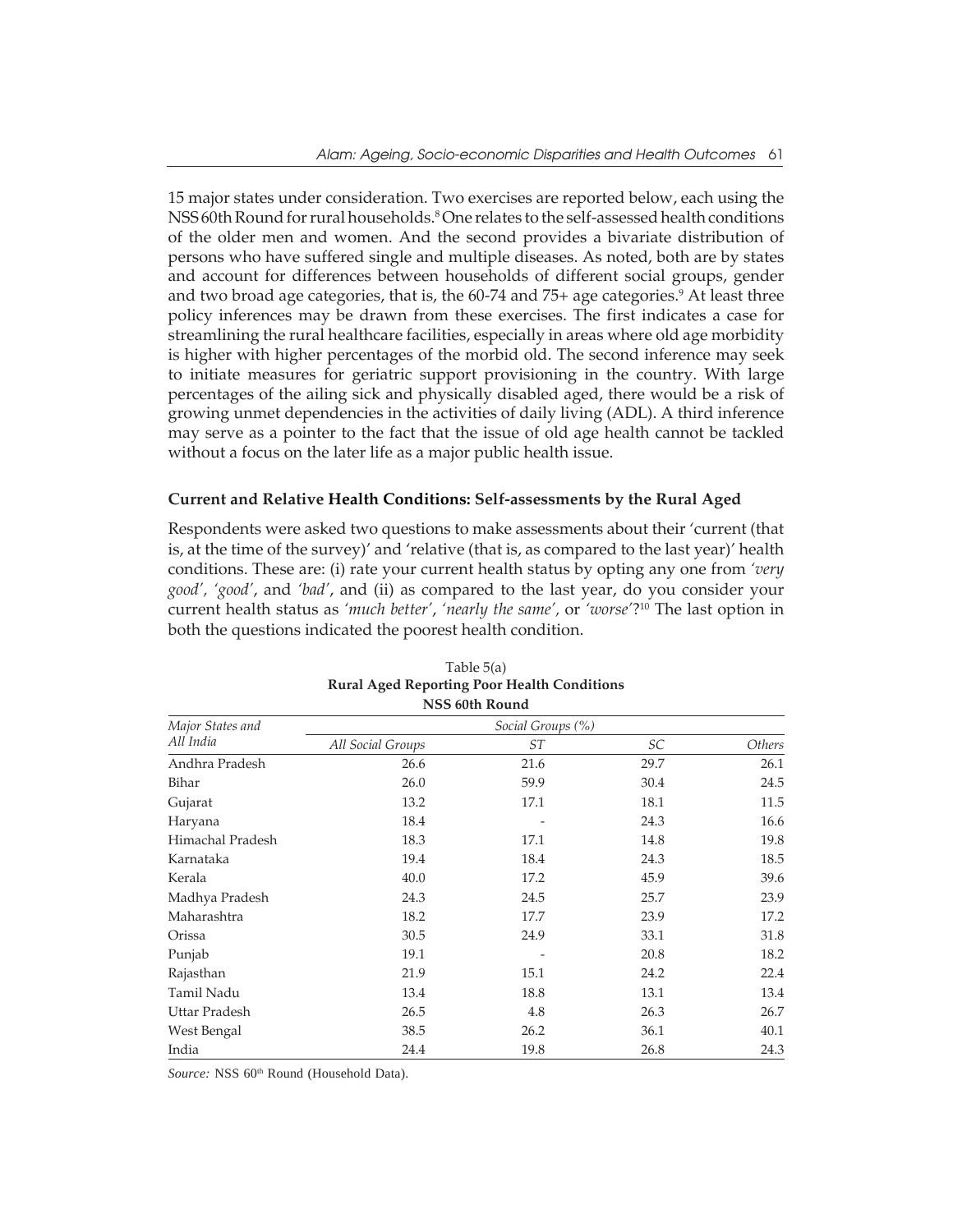15 major states under consideration. Two exercises are reported below, each using the NSS 60th Round for rural households.[8] One relates to the self-assessed health conditions of the older men and women. And the second provides a bivariate distribution of persons who have suffered single and multiple diseases. As noted, both are by states and account for differences between households of different social groups, gender and two broad age categories, that is, the 60-74 and 75+ age categories.[9] At least three policy inferences may be drawn from these exercises. The first indicates a case for streamlining the rural healthcare facilities, especially in areas where old age morbidity is higher with higher percentages of the morbid old. The second inference may seek to initiate measures for geriatric support provisioning in the country. With large percentages of the ailing sick and physically disabled aged, there would be a risk of growing unmet dependencies in the activities of daily living (ADL). A third inference may serve as a pointer to the fact that the issue of old age health cannot be tackled without a focus on the later life as a major public health issue.

### Current and Relative Health Conditions: Self-assessments by the Rural Aged

Respondents were asked two questions to make assessments about their 'current (that is, at the time of the survey)' and 'relative (that is, as compared to the last year)' health conditions. These are: (i) rate your current health status by opting any one from *'very good'*, *'good'*, and *'bad'*, and (ii) as compared to the last year, do you consider your current health status as *'much better'*, *'nearly the same'*, or *'worse'*?[10] The last option in both the questions indicated the poorest health condition.

Table 5(a)
**Rural Aged Reporting Poor Health Conditions**
**NSS 60th Round**

| *Major States and All India* | *Social Groups (%)* | | | |
|---|---|---|---|---|
| | *All Social Groups* | *ST* | *SC* | *Others* |
| Andhra Pradesh | 26.6 | 21.6 | 29.7 | 26.1 |
| Bihar | 26.0 | 59.9 | 30.4 | 24.5 |
| Gujarat | 13.2 | 17.1 | 18.1 | 11.5 |
| Haryana | 18.4 | - | 24.3 | 16.6 |
| Himachal Pradesh | 18.3 | 17.1 | 14.8 | 19.8 |
| Karnataka | 19.4 | 18.4 | 24.3 | 18.5 |
| Kerala | 40.0 | 17.2 | 45.9 | 39.6 |
| Madhya Pradesh | 24.3 | 24.5 | 25.7 | 23.9 |
| Maharashtra | 18.2 | 17.7 | 23.9 | 17.2 |
| Orissa | 30.5 | 24.9 | 33.1 | 31.8 |
| Punjab | 19.1 | - | 20.8 | 18.2 |
| Rajasthan | 21.9 | 15.1 | 24.2 | 22.4 |
| Tamil Nadu | 13.4 | 18.8 | 13.1 | 13.4 |
| Uttar Pradesh | 26.5 | 4.8 | 26.3 | 26.7 |
| West Bengal | 38.5 | 26.2 | 36.1 | 40.1 |
| India | 24.4 | 19.8 | 26.8 | 24.3 |

*Source:* NSS 60th Round (Household Data).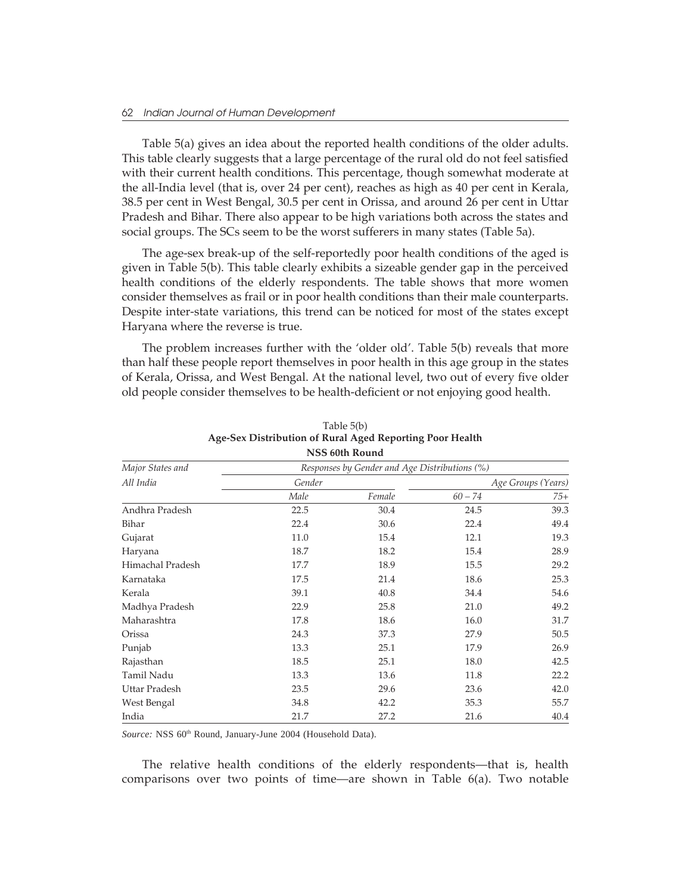Table 5(a) gives an idea about the reported health conditions of the older adults. This table clearly suggests that a large percentage of the rural old do not feel satisfied with their current health conditions. This percentage, though somewhat moderate at the all-India level (that is, over 24 per cent), reaches as high as 40 per cent in Kerala, 38.5 per cent in West Bengal, 30.5 per cent in Orissa, and around 26 per cent in Uttar Pradesh and Bihar. There also appear to be high variations both across the states and social groups. The SCs seem to be the worst sufferers in many states (Table 5a).

The age-sex break-up of the self-reportedly poor health conditions of the aged is given in Table 5(b). This table clearly exhibits a sizeable gender gap in the perceived health conditions of the elderly respondents. The table shows that more women consider themselves as frail or in poor health conditions than their male counterparts. Despite inter-state variations, this trend can be noticed for most of the states except Haryana where the reverse is true.

The problem increases further with the 'older old'. Table 5(b) reveals that more than half these people report themselves in poor health in this age group in the states of Kerala, Orissa, and West Bengal. At the national level, two out of every five older old people consider themselves to be health-deficient or not enjoying good health.

Table 5(b)
**Age-Sex Distribution of Rural Aged Reporting Poor Health**
**NSS 60th Round**

| *Major States and All India* | *Responses by Gender and Age Distributions (%)* | | | |
|---|---|---|---|---|
| | *Gender* | | *Age Groups (Years)* | |
| | *Male* | *Female* | *60 – 74* | *75+* |
| Andhra Pradesh | 22.5 | 30.4 | 24.5 | 39.3 |
| Bihar | 22.4 | 30.6 | 22.4 | 49.4 |
| Gujarat | 11.0 | 15.4 | 12.1 | 19.3 |
| Haryana | 18.7 | 18.2 | 15.4 | 28.9 |
| Himachal Pradesh | 17.7 | 18.9 | 15.5 | 29.2 |
| Karnataka | 17.5 | 21.4 | 18.6 | 25.3 |
| Kerala | 39.1 | 40.8 | 34.4 | 54.6 |
| Madhya Pradesh | 22.9 | 25.8 | 21.0 | 49.2 |
| Maharashtra | 17.8 | 18.6 | 16.0 | 31.7 |
| Orissa | 24.3 | 37.3 | 27.9 | 50.5 |
| Punjab | 13.3 | 25.1 | 17.9 | 26.9 |
| Rajasthan | 18.5 | 25.1 | 18.0 | 42.5 |
| Tamil Nadu | 13.3 | 13.6 | 11.8 | 22.2 |
| Uttar Pradesh | 23.5 | 29.6 | 23.6 | 42.0 |
| West Bengal | 34.8 | 42.2 | 35.3 | 55.7 |
| India | 21.7 | 27.2 | 21.6 | 40.4 |

*Source:* NSS 60th Round, January-June 2004 (Household Data).

The relative health conditions of the elderly respondents—that is, health comparisons over two points of time—are shown in Table 6(a). Two notable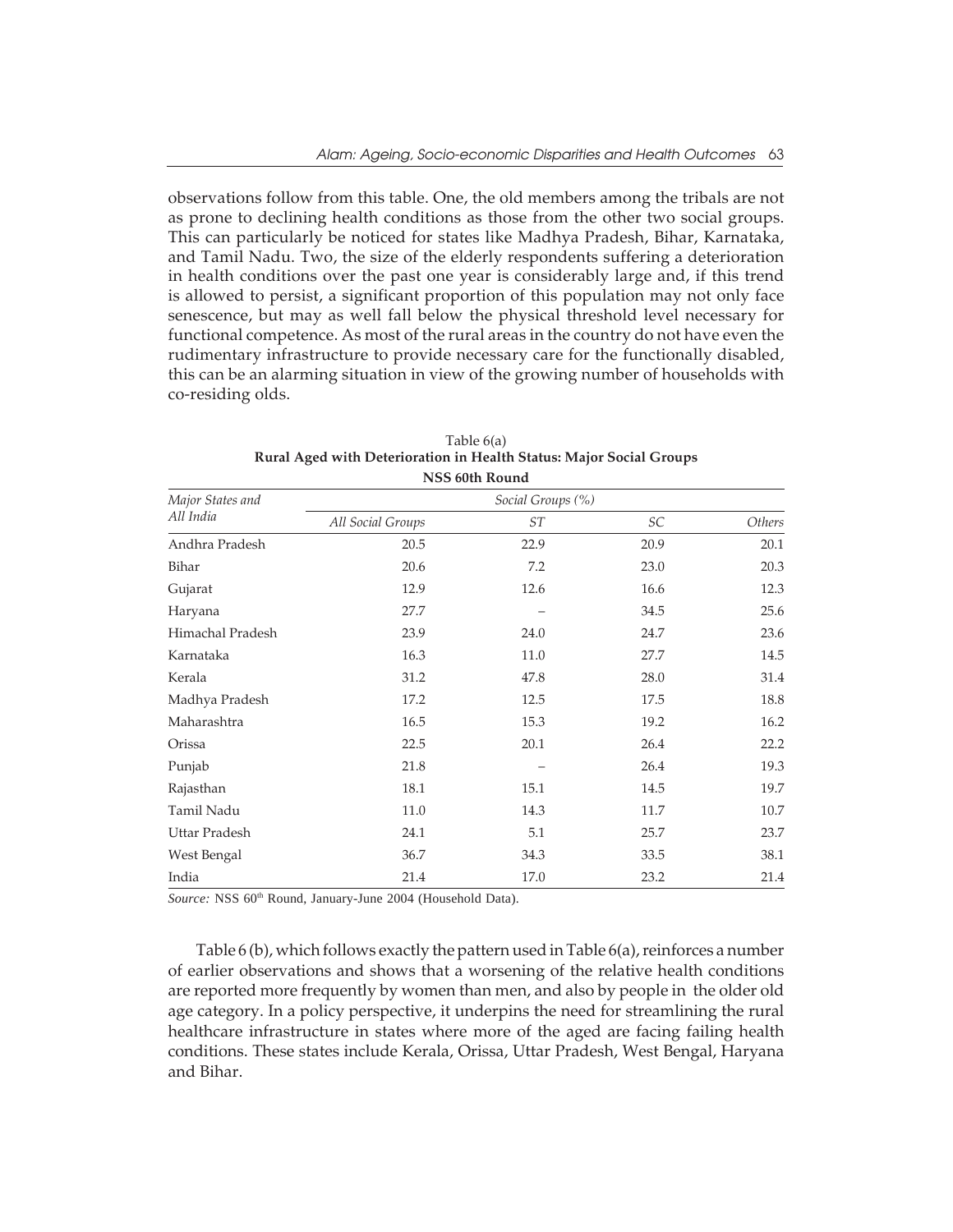observations follow from this table. One, the old members among the tribals are not as prone to declining health conditions as those from the other two social groups. This can particularly be noticed for states like Madhya Pradesh, Bihar, Karnataka, and Tamil Nadu. Two, the size of the elderly respondents suffering a deterioration in health conditions over the past one year is considerably large and, if this trend is allowed to persist, a significant proportion of this population may not only face senescence, but may as well fall below the physical threshold level necessary for functional competence. As most of the rural areas in the country do not have even the rudimentary infrastructure to provide necessary care for the functionally disabled, this can be an alarming situation in view of the growing number of households with co-residing olds.

Table 6(a)

**Rural Aged with Deterioration in Health Status: Major Social Groups**

**NSS 60th Round**

| *Major States and All India* | *Social Groups (%)* | | | |
|---|---|---|---|---|
| | *All Social Groups* | *ST* | *SC* | *Others* |
| Andhra Pradesh | 20.5 | 22.9 | 20.9 | 20.1 |
| Bihar | 20.6 | 7.2 | 23.0 | 20.3 |
| Gujarat | 12.9 | 12.6 | 16.6 | 12.3 |
| Haryana | 27.7 | – | 34.5 | 25.6 |
| Himachal Pradesh | 23.9 | 24.0 | 24.7 | 23.6 |
| Karnataka | 16.3 | 11.0 | 27.7 | 14.5 |
| Kerala | 31.2 | 47.8 | 28.0 | 31.4 |
| Madhya Pradesh | 17.2 | 12.5 | 17.5 | 18.8 |
| Maharashtra | 16.5 | 15.3 | 19.2 | 16.2 |
| Orissa | 22.5 | 20.1 | 26.4 | 22.2 |
| Punjab | 21.8 | – | 26.4 | 19.3 |
| Rajasthan | 18.1 | 15.1 | 14.5 | 19.7 |
| Tamil Nadu | 11.0 | 14.3 | 11.7 | 10.7 |
| Uttar Pradesh | 24.1 | 5.1 | 25.7 | 23.7 |
| West Bengal | 36.7 | 34.3 | 33.5 | 38.1 |
| India | 21.4 | 17.0 | 23.2 | 21.4 |

*Source:* NSS 60th Round, January-June 2004 (Household Data).

Table 6 (b), which follows exactly the pattern used in Table 6(a), reinforces a number of earlier observations and shows that a worsening of the relative health conditions are reported more frequently by women than men, and also by people in the older old age category. In a policy perspective, it underpins the need for streamlining the rural healthcare infrastructure in states where more of the aged are facing failing health conditions. These states include Kerala, Orissa, Uttar Pradesh, West Bengal, Haryana and Bihar.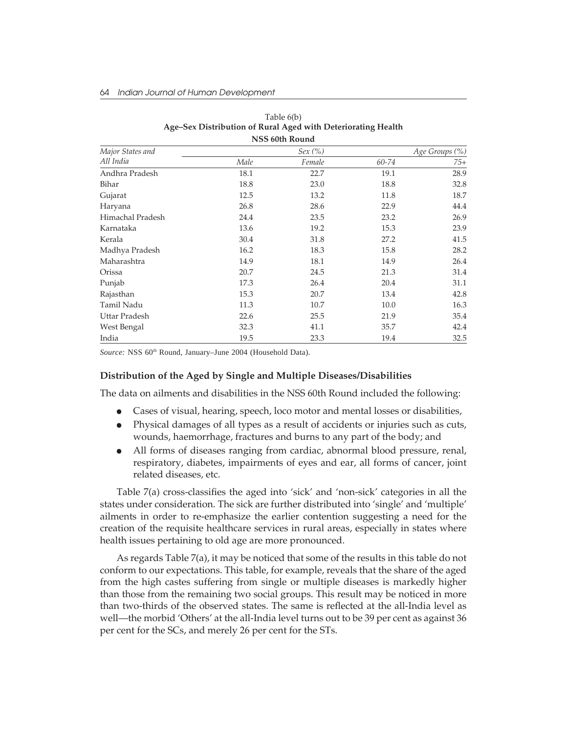Table 6(b)
**Age–Sex Distribution of Rural Aged with Deteriorating Health**
**NSS 60th Round**

| *Major States and All India* | *Sex (%)* | | *Age Groups (%)* | |
|---|---|---|---|---|
| | *Male* | *Female* | *60-74* | *75+* |
| Andhra Pradesh | 18.1 | 22.7 | 19.1 | 28.9 |
| Bihar | 18.8 | 23.0 | 18.8 | 32.8 |
| Gujarat | 12.5 | 13.2 | 11.8 | 18.7 |
| Haryana | 26.8 | 28.6 | 22.9 | 44.4 |
| Himachal Pradesh | 24.4 | 23.5 | 23.2 | 26.9 |
| Karnataka | 13.6 | 19.2 | 15.3 | 23.9 |
| Kerala | 30.4 | 31.8 | 27.2 | 41.5 |
| Madhya Pradesh | 16.2 | 18.3 | 15.8 | 28.2 |
| Maharashtra | 14.9 | 18.1 | 14.9 | 26.4 |
| Orissa | 20.7 | 24.5 | 21.3 | 31.4 |
| Punjab | 17.3 | 26.4 | 20.4 | 31.1 |
| Rajasthan | 15.3 | 20.7 | 13.4 | 42.8 |
| Tamil Nadu | 11.3 | 10.7 | 10.0 | 16.3 |
| Uttar Pradesh | 22.6 | 25.5 | 21.9 | 35.4 |
| West Bengal | 32.3 | 41.1 | 35.7 | 42.4 |
| India | 19.5 | 23.3 | 19.4 | 32.5 |

*Source:* NSS 60th Round, January–June 2004 (Household Data).

### Distribution of the Aged by Single and Multiple Diseases/Disabilities

The data on ailments and disabilities in the NSS 60th Round included the following:

- Cases of visual, hearing, speech, loco motor and mental losses or disabilities,
- Physical damages of all types as a result of accidents or injuries such as cuts, wounds, haemorrhage, fractures and burns to any part of the body; and
- All forms of diseases ranging from cardiac, abnormal blood pressure, renal, respiratory, diabetes, impairments of eyes and ear, all forms of cancer, joint related diseases, etc.

Table 7(a) cross-classifies the aged into 'sick' and 'non-sick' categories in all the states under consideration. The sick are further distributed into 'single' and 'multiple' ailments in order to re-emphasize the earlier contention suggesting a need for the creation of the requisite healthcare services in rural areas, especially in states where health issues pertaining to old age are more pronounced.

As regards Table 7(a), it may be noticed that some of the results in this table do not conform to our expectations. This table, for example, reveals that the share of the aged from the high castes suffering from single or multiple diseases is markedly higher than those from the remaining two social groups. This result may be noticed in more than two-thirds of the observed states. The same is reflected at the all-India level as well—the morbid 'Others' at the all-India level turns out to be 39 per cent as against 36 per cent for the SCs, and merely 26 per cent for the STs.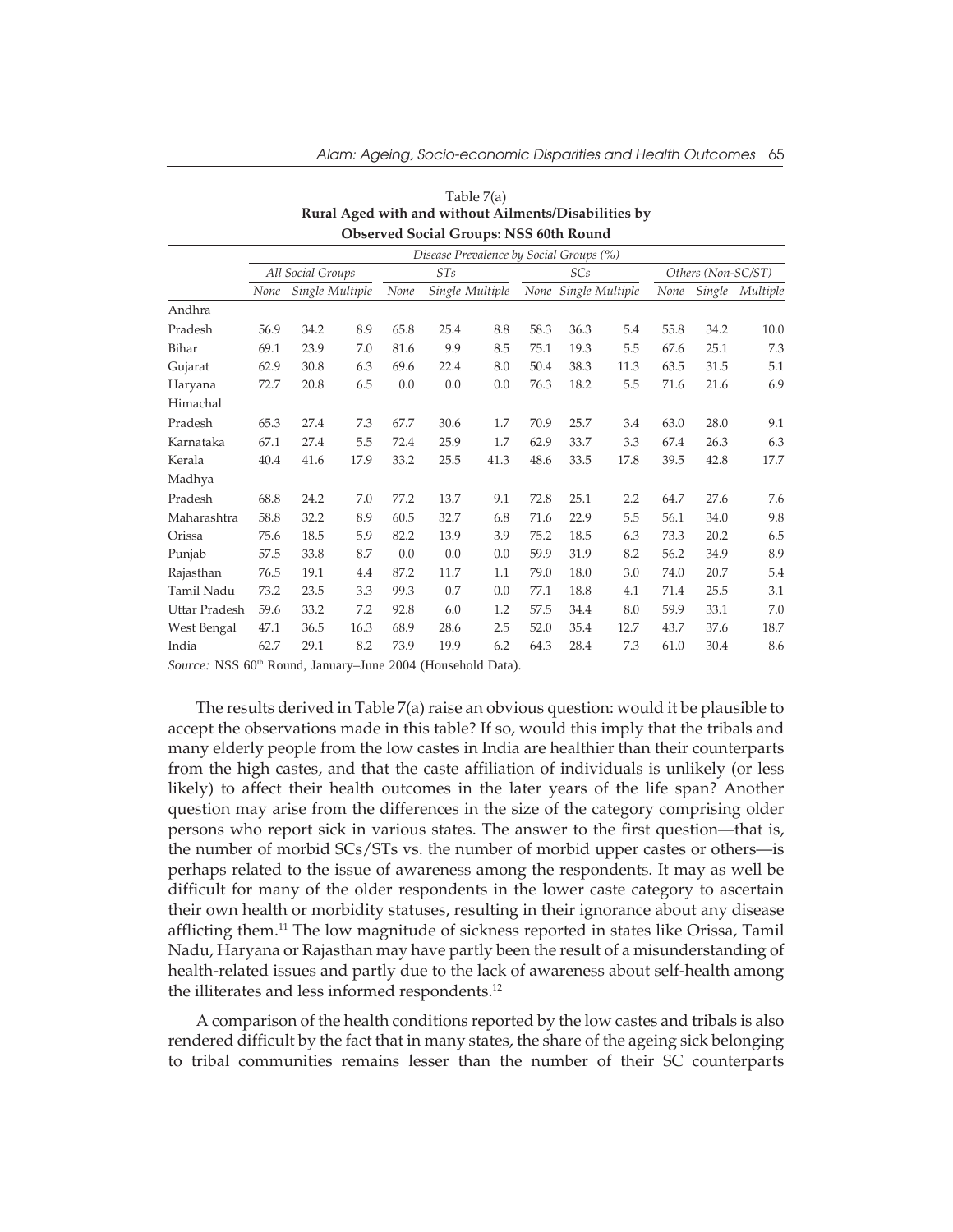Table 7(a)
**Rural Aged with and without Ailments/Disabilities by Observed Social Groups: NSS 60th Round**

| | *Disease Prevalence by Social Groups (%)* | | | | | | | | | | | |
|---|---|---|---|---|---|---|---|---|---|---|---|---|
| | *All Social Groups* | | | *STs* | | | *SCs* | | | *Others (Non-SC/ST)* | | |
| | *None* | *Single* | *Multiple* | *None* | *Single* | *Multiple* | *None* | *Single* | *Multiple* | *None* | *Single* | *Multiple* |
| Andhra Pradesh | 56.9 | 34.2 | 8.9 | 65.8 | 25.4 | 8.8 | 58.3 | 36.3 | 5.4 | 55.8 | 34.2 | 10.0 |
| Bihar | 69.1 | 23.9 | 7.0 | 81.6 | 9.9 | 8.5 | 75.1 | 19.3 | 5.5 | 67.6 | 25.1 | 7.3 |
| Gujarat | 62.9 | 30.8 | 6.3 | 69.6 | 22.4 | 8.0 | 50.4 | 38.3 | 11.3 | 63.5 | 31.5 | 5.1 |
| Haryana | 72.7 | 20.8 | 6.5 | 0.0 | 0.0 | 0.0 | 76.3 | 18.2 | 5.5 | 71.6 | 21.6 | 6.9 |
| Himachal Pradesh | 65.3 | 27.4 | 7.3 | 67.7 | 30.6 | 1.7 | 70.9 | 25.7 | 3.4 | 63.0 | 28.0 | 9.1 |
| Karnataka | 67.1 | 27.4 | 5.5 | 72.4 | 25.9 | 1.7 | 62.9 | 33.7 | 3.3 | 67.4 | 26.3 | 6.3 |
| Kerala | 40.4 | 41.6 | 17.9 | 33.2 | 25.5 | 41.3 | 48.6 | 33.5 | 17.8 | 39.5 | 42.8 | 17.7 |
| Madhya Pradesh | 68.8 | 24.2 | 7.0 | 77.2 | 13.7 | 9.1 | 72.8 | 25.1 | 2.2 | 64.7 | 27.6 | 7.6 |
| Maharashtra | 58.8 | 32.2 | 8.9 | 60.5 | 32.7 | 6.8 | 71.6 | 22.9 | 5.5 | 56.1 | 34.0 | 9.8 |
| Orissa | 75.6 | 18.5 | 5.9 | 82.2 | 13.9 | 3.9 | 75.2 | 18.5 | 6.3 | 73.3 | 20.2 | 6.5 |
| Punjab | 57.5 | 33.8 | 8.7 | 0.0 | 0.0 | 0.0 | 59.9 | 31.9 | 8.2 | 56.2 | 34.9 | 8.9 |
| Rajasthan | 76.5 | 19.1 | 4.4 | 87.2 | 11.7 | 1.1 | 79.0 | 18.0 | 3.0 | 74.0 | 20.7 | 5.4 |
| Tamil Nadu | 73.2 | 23.5 | 3.3 | 99.3 | 0.7 | 0.0 | 77.1 | 18.8 | 4.1 | 71.4 | 25.5 | 3.1 |
| Uttar Pradesh | 59.6 | 33.2 | 7.2 | 92.8 | 6.0 | 1.2 | 57.5 | 34.4 | 8.0 | 59.9 | 33.1 | 7.0 |
| West Bengal | 47.1 | 36.5 | 16.3 | 68.9 | 28.6 | 2.5 | 52.0 | 35.4 | 12.7 | 43.7 | 37.6 | 18.7 |
| India | 62.7 | 29.1 | 8.2 | 73.9 | 19.9 | 6.2 | 64.3 | 28.4 | 7.3 | 61.0 | 30.4 | 8.6 |

*Source:* NSS 60th Round, January–June 2004 (Household Data).

The results derived in Table 7(a) raise an obvious question: would it be plausible to accept the observations made in this table? If so, would this imply that the tribals and many elderly people from the low castes in India are healthier than their counterparts from the high castes, and that the caste affiliation of individuals is unlikely (or less likely) to affect their health outcomes in the later years of the life span? Another question may arise from the differences in the size of the category comprising older persons who report sick in various states. The answer to the first question—that is, the number of morbid SCs/STs vs. the number of morbid upper castes or others—is perhaps related to the issue of awareness among the respondents. It may as well be difficult for many of the older respondents in the lower caste category to ascertain their own health or morbidity statuses, resulting in their ignorance about any disease afflicting them.[11] The low magnitude of sickness reported in states like Orissa, Tamil Nadu, Haryana or Rajasthan may have partly been the result of a misunderstanding of health-related issues and partly due to the lack of awareness about self-health among the illiterates and less informed respondents.[12]

A comparison of the health conditions reported by the low castes and tribals is also rendered difficult by the fact that in many states, the share of the ageing sick belonging to tribal communities remains lesser than the number of their SC counterparts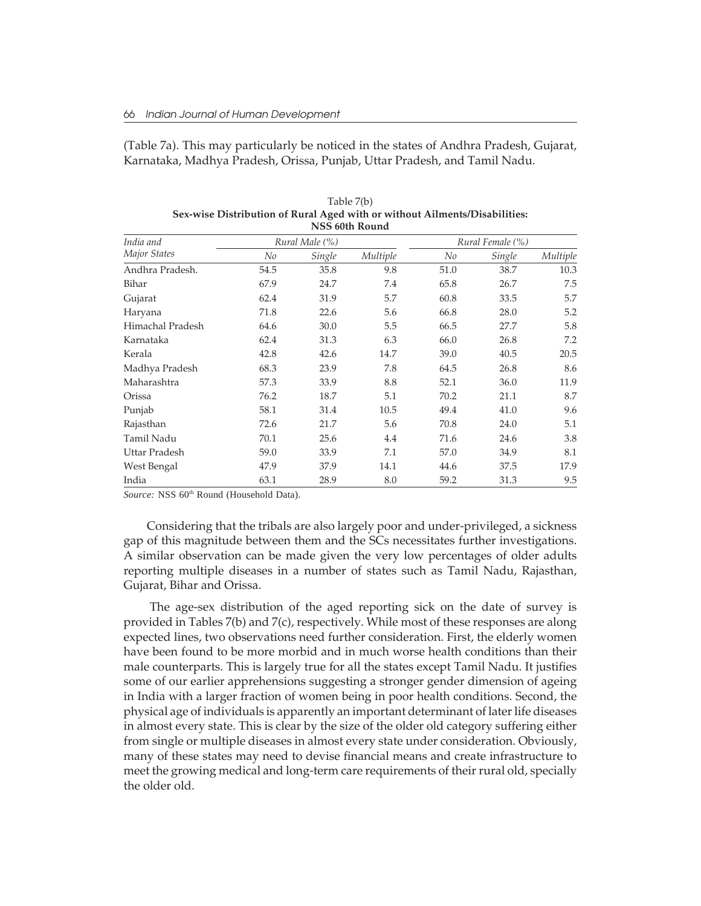(Table 7a). This may particularly be noticed in the states of Andhra Pradesh, Gujarat, Karnataka, Madhya Pradesh, Orissa, Punjab, Uttar Pradesh, and Tamil Nadu.

Table 7(b)
**Sex-wise Distribution of Rural Aged with or without Ailments/Disabilities: NSS 60th Round**

| *India and Major States* | *Rural Male (%)* | | | *Rural Female (%)* | | |
|---|---|---|---|---|---|---|
| | *No* | *Single* | *Multiple* | *No* | *Single* | *Multiple* |
| Andhra Pradesh. | 54.5 | 35.8 | 9.8 | 51.0 | 38.7 | 10.3 |
| Bihar | 67.9 | 24.7 | 7.4 | 65.8 | 26.7 | 7.5 |
| Gujarat | 62.4 | 31.9 | 5.7 | 60.8 | 33.5 | 5.7 |
| Haryana | 71.8 | 22.6 | 5.6 | 66.8 | 28.0 | 5.2 |
| Himachal Pradesh | 64.6 | 30.0 | 5.5 | 66.5 | 27.7 | 5.8 |
| Karnataka | 62.4 | 31.3 | 6.3 | 66.0 | 26.8 | 7.2 |
| Kerala | 42.8 | 42.6 | 14.7 | 39.0 | 40.5 | 20.5 |
| Madhya Pradesh | 68.3 | 23.9 | 7.8 | 64.5 | 26.8 | 8.6 |
| Maharashtra | 57.3 | 33.9 | 8.8 | 52.1 | 36.0 | 11.9 |
| Orissa | 76.2 | 18.7 | 5.1 | 70.2 | 21.1 | 8.7 |
| Punjab | 58.1 | 31.4 | 10.5 | 49.4 | 41.0 | 9.6 |
| Rajasthan | 72.6 | 21.7 | 5.6 | 70.8 | 24.0 | 5.1 |
| Tamil Nadu | 70.1 | 25.6 | 4.4 | 71.6 | 24.6 | 3.8 |
| Uttar Pradesh | 59.0 | 33.9 | 7.1 | 57.0 | 34.9 | 8.1 |
| West Bengal | 47.9 | 37.9 | 14.1 | 44.6 | 37.5 | 17.9 |
| India | 63.1 | 28.9 | 8.0 | 59.2 | 31.3 | 9.5 |

*Source:* NSS 60th Round (Household Data).

Considering that the tribals are also largely poor and under-privileged, a sickness gap of this magnitude between them and the SCs necessitates further investigations. A similar observation can be made given the very low percentages of older adults reporting multiple diseases in a number of states such as Tamil Nadu, Rajasthan, Gujarat, Bihar and Orissa.

The age-sex distribution of the aged reporting sick on the date of survey is provided in Tables 7(b) and 7(c), respectively. While most of these responses are along expected lines, two observations need further consideration. First, the elderly women have been found to be more morbid and in much worse health conditions than their male counterparts. This is largely true for all the states except Tamil Nadu. It justifies some of our earlier apprehensions suggesting a stronger gender dimension of ageing in India with a larger fraction of women being in poor health conditions. Second, the physical age of individuals is apparently an important determinant of later life diseases in almost every state. This is clear by the size of the older old category suffering either from single or multiple diseases in almost every state under consideration. Obviously, many of these states may need to devise financial means and create infrastructure to meet the growing medical and long-term care requirements of their rural old, specially the older old.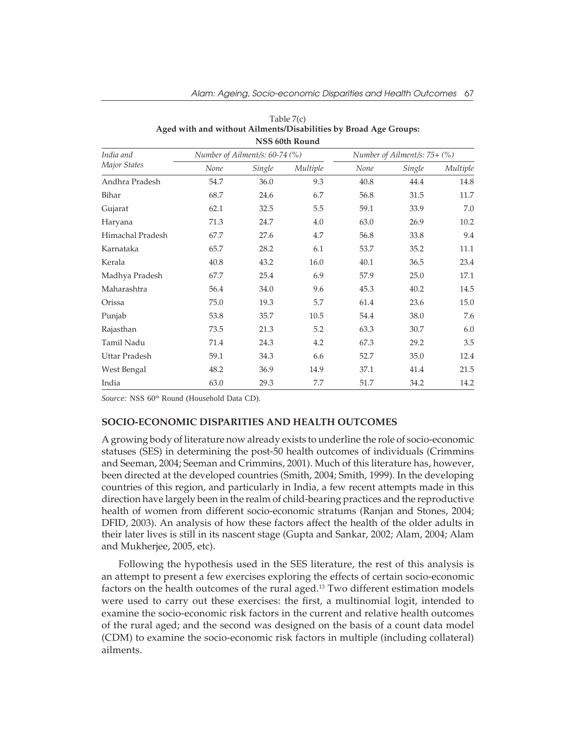Table 7(c)

**Aged with and without Ailments/Disabilities by Broad Age Groups: NSS 60th Round**

| *India and Major States* | *Number of Ailment/s: 60-74 (%)* | | | *Number of Ailment/s: 75+ (%)* | | |
|---|---|---|---|---|---|---|
| | *None* | *Single* | *Multiple* | *None* | *Single* | *Multiple* |
| Andhra Pradesh | 54.7 | 36.0 | 9.3 | 40.8 | 44.4 | 14.8 |
| Bihar | 68.7 | 24.6 | 6.7 | 56.8 | 31.5 | 11.7 |
| Gujarat | 62.1 | 32.5 | 5.5 | 59.1 | 33.9 | 7.0 |
| Haryana | 71.3 | 24.7 | 4.0 | 63.0 | 26.9 | 10.2 |
| Himachal Pradesh | 67.7 | 27.6 | 4.7 | 56.8 | 33.8 | 9.4 |
| Karnataka | 65.7 | 28.2 | 6.1 | 53.7 | 35.2 | 11.1 |
| Kerala | 40.8 | 43.2 | 16.0 | 40.1 | 36.5 | 23.4 |
| Madhya Pradesh | 67.7 | 25.4 | 6.9 | 57.9 | 25.0 | 17.1 |
| Maharashtra | 56.4 | 34.0 | 9.6 | 45.3 | 40.2 | 14.5 |
| Orissa | 75.0 | 19.3 | 5.7 | 61.4 | 23.6 | 15.0 |
| Punjab | 53.8 | 35.7 | 10.5 | 54.4 | 38.0 | 7.6 |
| Rajasthan | 73.5 | 21.3 | 5.2 | 63.3 | 30.7 | 6.0 |
| Tamil Nadu | 71.4 | 24.3 | 4.2 | 67.3 | 29.2 | 3.5 |
| Uttar Pradesh | 59.1 | 34.3 | 6.6 | 52.7 | 35.0 | 12.4 |
| West Bengal | 48.2 | 36.9 | 14.9 | 37.1 | 41.4 | 21.5 |
| India | 63.0 | 29.3 | 7.7 | 51.7 | 34.2 | 14.2 |

*Source:* NSS 60th Round (Household Data CD).

## SOCIO-ECONOMIC DISPARITIES AND HEALTH OUTCOMES

A growing body of literature now already exists to underline the role of socio-economic statuses (SES) in determining the post-50 health outcomes of individuals (Crimmins and Seeman, 2004; Seeman and Crimmins, 2001). Much of this literature has, however, been directed at the developed countries (Smith, 2004; Smith, 1999). In the developing countries of this region, and particularly in India, a few recent attempts made in this direction have largely been in the realm of child-bearing practices and the reproductive health of women from different socio-economic stratums (Ranjan and Stones, 2004; DFID, 2003). An analysis of how these factors affect the health of the older adults in their later lives is still in its nascent stage (Gupta and Sankar, 2002; Alam, 2004; Alam and Mukherjee, 2005, etc).

Following the hypothesis used in the SES literature, the rest of this analysis is an attempt to present a few exercises exploring the effects of certain socio-economic factors on the health outcomes of the rural aged.[13] Two different estimation models were used to carry out these exercises: the first, a multinomial logit, intended to examine the socio-economic risk factors in the current and relative health outcomes of the rural aged; and the second was designed on the basis of a count data model (CDM) to examine the socio-economic risk factors in multiple (including collateral) ailments.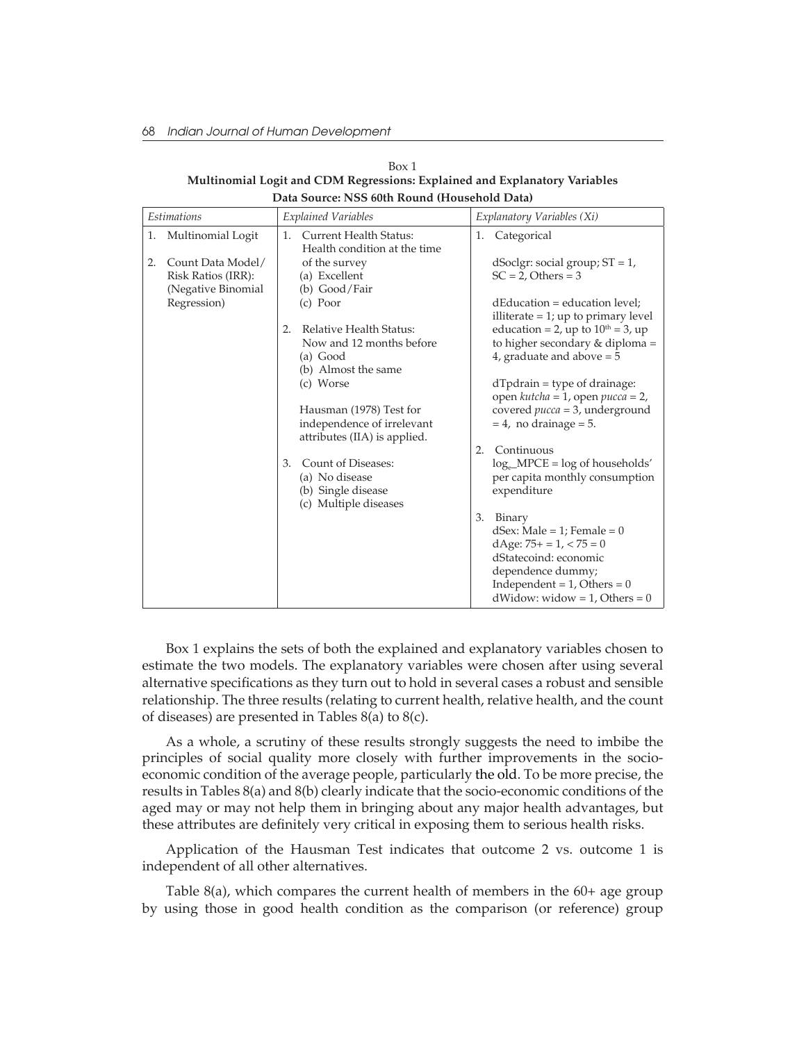Box 1

**Multinomial Logit and CDM Regressions: Explained and Explanatory Variables**

**Data Source: NSS 60th Round (Household Data)**

| *Estimations* | *Explained Variables* | *Explanatory Variables (Xi)* |
|---|---|---|
| 1. Multinomial Logit<br><br>2. Count Data Model/ Risk Ratios (IRR): (Negative Binomial Regression) | 1. Current Health Status: Health condition at the time of the survey<br>(a) Excellent<br>(b) Good/Fair<br>(c) Poor<br><br>2. Relative Health Status: Now and 12 months before<br>(a) Good<br>(b) Almost the same<br>(c) Worse<br><br>Hausman (1978) Test for independence of irrelevant attributes (IIA) is applied.<br><br>3. Count of Diseases:<br>(a) No disease<br>(b) Single disease<br>(c) Multiple diseases | 1. Categorical<br><br>dSoclgr: social group; ST = 1, SC = 2, Others = 3<br><br>dEducation = education level; illiterate = 1; up to primary level education = 2, up to $10^{th}$ = 3, up to higher secondary & diploma = 4, graduate and above = 5<br><br>dTpdrain = type of drainage: open *kutcha* = 1, open *pucca* = 2, covered *pucca* = 3, underground = 4, no drainage = 5.<br><br>2. Continuous<br>$\log_e$\_MPCE = log of households' per capita monthly consumption expenditure<br><br>3. Binary<br>dSex: Male = 1; Female = 0<br>dAge: 75+ = 1, < 75 = 0<br>dStatecoind: economic dependence dummy; Independent = 1, Others = 0<br>dWidow: widow = 1, Others = 0 |

Box 1 explains the sets of both the explained and explanatory variables chosen to estimate the two models. The explanatory variables were chosen after using several alternative specifications as they turn out to hold in several cases a robust and sensible relationship. The three results (relating to current health, relative health, and the count of diseases) are presented in Tables 8(a) to 8(c).

As a whole, a scrutiny of these results strongly suggests the need to imbibe the principles of social quality more closely with further improvements in the socio-economic condition of the average people, particularly the old. To be more precise, the results in Tables 8(a) and 8(b) clearly indicate that the socio-economic conditions of the aged may or may not help them in bringing about any major health advantages, but these attributes are definitely very critical in exposing them to serious health risks.

Application of the Hausman Test indicates that outcome 2 vs. outcome 1 is independent of all other alternatives.

Table 8(a), which compares the current health of members in the 60+ age group by using those in good health condition as the comparison (or reference) group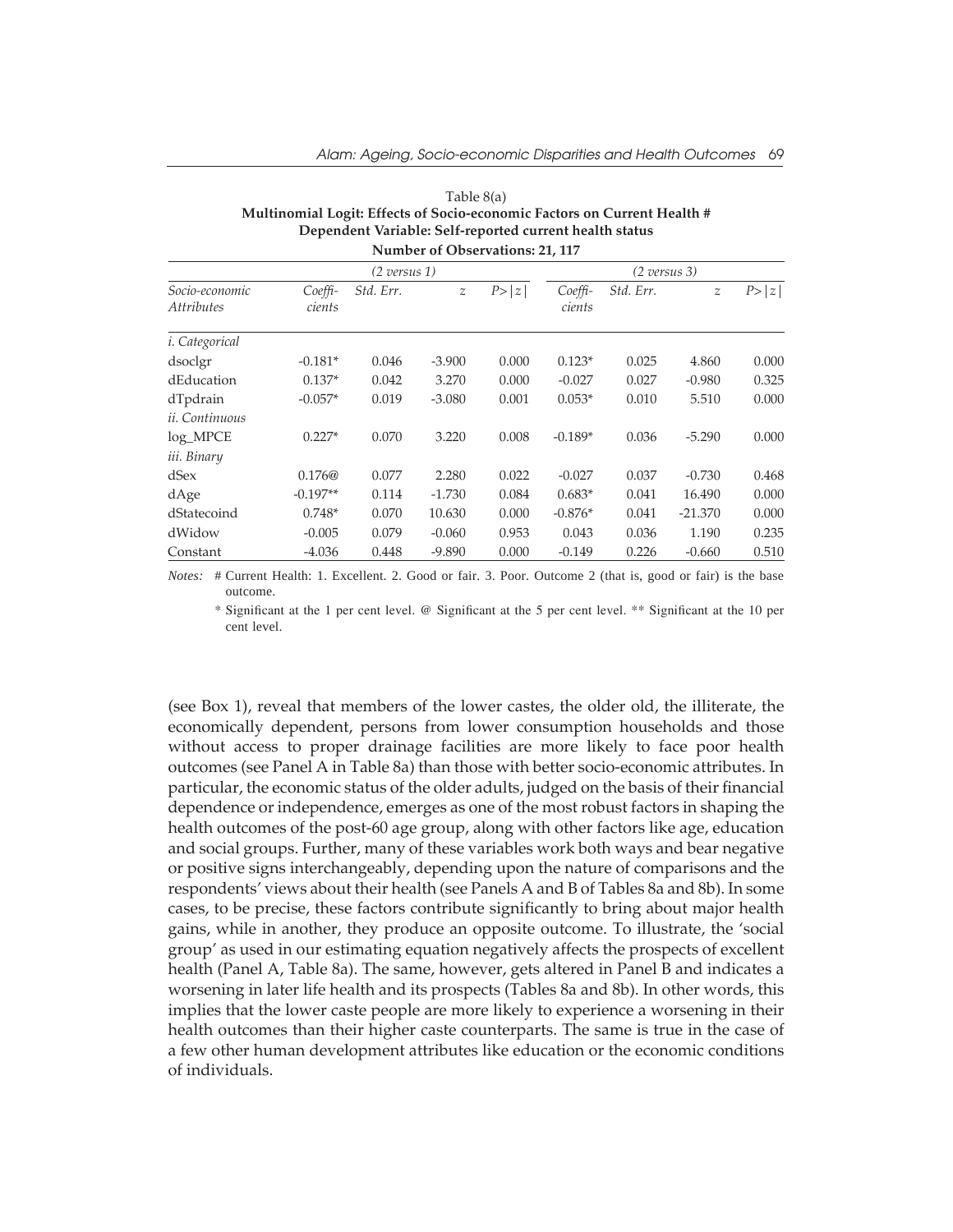Table 8(a)

**Multinomial Logit: Effects of Socio-economic Factors on Current Health #**

**Dependent Variable: Self-reported current health status**

**Number of Observations: 21, 117**

| | *(2 versus 1)* | | | | *(2 versus 3)* | | | |
|---|---|---|---|---|---|---|---|---|
| *Socio-economic Attributes* | *Coeffi-cients* | *Std. Err.* | *z* | *P>\|z\|* | *Coeffi-cients* | *Std. Err.* | *z* | *P>\|z\|* |
| *i. Categorical* | | | | | | | | |
| dsoclgr | -0.181* | 0.046 | -3.900 | 0.000 | 0.123* | 0.025 | 4.860 | 0.000 |
| dEducation | 0.137* | 0.042 | 3.270 | 0.000 | -0.027 | 0.027 | -0.980 | 0.325 |
| dTpdrain | -0.057* | 0.019 | -3.080 | 0.001 | 0.053* | 0.010 | 5.510 | 0.000 |
| *ii. Continuous* | | | | | | | | |
| log_MPCE | 0.227* | 0.070 | 3.220 | 0.008 | -0.189* | 0.036 | -5.290 | 0.000 |
| *iii. Binary* | | | | | | | | |
| dSex | 0.176@ | 0.077 | 2.280 | 0.022 | -0.027 | 0.037 | -0.730 | 0.468 |
| dAge | -0.197** | 0.114 | -1.730 | 0.084 | 0.683* | 0.041 | 16.490 | 0.000 |
| dStatecoind | 0.748* | 0.070 | 10.630 | 0.000 | -0.876* | 0.041 | -21.370 | 0.000 |
| dWidow | -0.005 | 0.079 | -0.060 | 0.953 | 0.043 | 0.036 | 1.190 | 0.235 |
| Constant | -4.036 | 0.448 | -9.890 | 0.000 | -0.149 | 0.226 | -0.660 | 0.510 |

*Notes:* # Current Health: 1. Excellent. 2. Good or fair. 3. Poor. Outcome 2 (that is, good or fair) is the base outcome.

\* Significant at the 1 per cent level. @ Significant at the 5 per cent level. ** Significant at the 10 per cent level.

(see Box 1), reveal that members of the lower castes, the older old, the illiterate, the economically dependent, persons from lower consumption households and those without access to proper drainage facilities are more likely to face poor health outcomes (see Panel A in Table 8a) than those with better socio-economic attributes. In particular, the economic status of the older adults, judged on the basis of their financial dependence or independence, emerges as one of the most robust factors in shaping the health outcomes of the post-60 age group, along with other factors like age, education and social groups. Further, many of these variables work both ways and bear negative or positive signs interchangeably, depending upon the nature of comparisons and the respondents' views about their health (see Panels A and B of Tables 8a and 8b). In some cases, to be precise, these factors contribute significantly to bring about major health gains, while in another, they produce an opposite outcome. To illustrate, the 'social group' as used in our estimating equation negatively affects the prospects of excellent health (Panel A, Table 8a). The same, however, gets altered in Panel B and indicates a worsening in later life health and its prospects (Tables 8a and 8b). In other words, this implies that the lower caste people are more likely to experience a worsening in their health outcomes than their higher caste counterparts. The same is true in the case of a few other human development attributes like education or the economic conditions of individuals.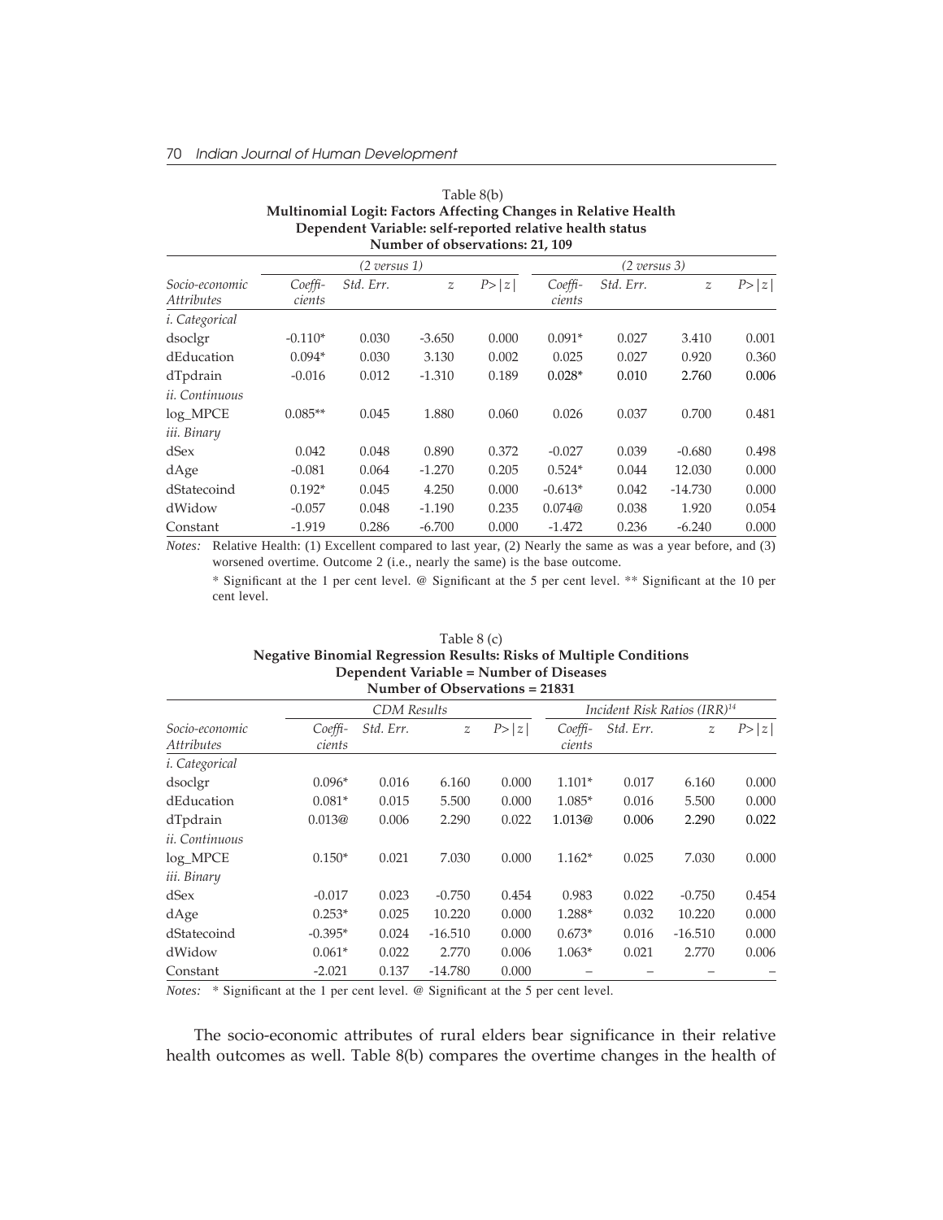Table 8(b)

**Multinomial Logit: Factors Affecting Changes in Relative Health**
**Dependent Variable: self-reported relative health status**
**Number of observations: 21, 109**

| | *(2 versus 1)* | | | | *(2 versus 3)* | | | |
|---|---|---|---|---|---|---|---|---|
| *Socio-economic Attributes* | *Coeffi-cients* | *Std. Err.* | *z* | *P>\|z\|* | *Coeffi-cients* | *Std. Err.* | *z* | *P>\|z\|* |
| *i. Categorical* | | | | | | | | |
| dsoclgr | -0.110* | 0.030 | -3.650 | 0.000 | 0.091* | 0.027 | 3.410 | 0.001 |
| dEducation | 0.094* | 0.030 | 3.130 | 0.002 | 0.025 | 0.027 | 0.920 | 0.360 |
| dTpdrain | -0.016 | 0.012 | -1.310 | 0.189 | 0.028* | 0.010 | 2.760 | 0.006 |
| *ii. Continuous* | | | | | | | | |
| log_MPCE | 0.085** | 0.045 | 1.880 | 0.060 | 0.026 | 0.037 | 0.700 | 0.481 |
| *iii. Binary* | | | | | | | | |
| dSex | 0.042 | 0.048 | 0.890 | 0.372 | -0.027 | 0.039 | -0.680 | 0.498 |
| dAge | -0.081 | 0.064 | -1.270 | 0.205 | 0.524* | 0.044 | 12.030 | 0.000 |
| dStatecoind | 0.192* | 0.045 | 4.250 | 0.000 | -0.613* | 0.042 | -14.730 | 0.000 |
| dWidow | -0.057 | 0.048 | -1.190 | 0.235 | 0.074@ | 0.038 | 1.920 | 0.054 |
| Constant | -1.919 | 0.286 | -6.700 | 0.000 | -1.472 | 0.236 | -6.240 | 0.000 |

*Notes:* Relative Health: (1) Excellent compared to last year, (2) Nearly the same as was a year before, and (3) worsened overtime. Outcome 2 (i.e., nearly the same) is the base outcome.

\* Significant at the 1 per cent level. @ Significant at the 5 per cent level. ** Significant at the 10 per cent level.

Table 8 (c)

**Negative Binomial Regression Results: Risks of Multiple Conditions**
**Dependent Variable = Number of Diseases**
**Number of Observations = 21831**

| | *CDM Results* | | | | *Incident Risk Ratios (IRR)*[14] | | | |
|---|---|---|---|---|---|---|---|---|
| *Socio-economic Attributes* | *Coeffi-cients* | *Std. Err.* | *z* | *P>\|z\|* | *Coeffi-cients* | *Std. Err.* | *z* | *P>\|z\|* |
| *i. Categorical* | | | | | | | | |
| dsoclgr | 0.096* | 0.016 | 6.160 | 0.000 | 1.101* | 0.017 | 6.160 | 0.000 |
| dEducation | 0.081* | 0.015 | 5.500 | 0.000 | 1.085* | 0.016 | 5.500 | 0.000 |
| dTpdrain | 0.013@ | 0.006 | 2.290 | 0.022 | 1.013@ | 0.006 | 2.290 | 0.022 |
| *ii. Continuous* | | | | | | | | |
| log_MPCE | 0.150* | 0.021 | 7.030 | 0.000 | 1.162* | 0.025 | 7.030 | 0.000 |
| *iii. Binary* | | | | | | | | |
| dSex | -0.017 | 0.023 | -0.750 | 0.454 | 0.983 | 0.022 | -0.750 | 0.454 |
| dAge | 0.253* | 0.025 | 10.220 | 0.000 | 1.288* | 0.032 | 10.220 | 0.000 |
| dStatecoind | -0.395* | 0.024 | -16.510 | 0.000 | 0.673* | 0.016 | -16.510 | 0.000 |
| dWidow | 0.061* | 0.022 | 2.770 | 0.006 | 1.063* | 0.021 | 2.770 | 0.006 |
| Constant | -2.021 | 0.137 | -14.780 | 0.000 | – | – | – | – |

*Notes:* * Significant at the 1 per cent level. @ Significant at the 5 per cent level.

The socio-economic attributes of rural elders bear significance in their relative health outcomes as well. Table 8(b) compares the overtime changes in the health of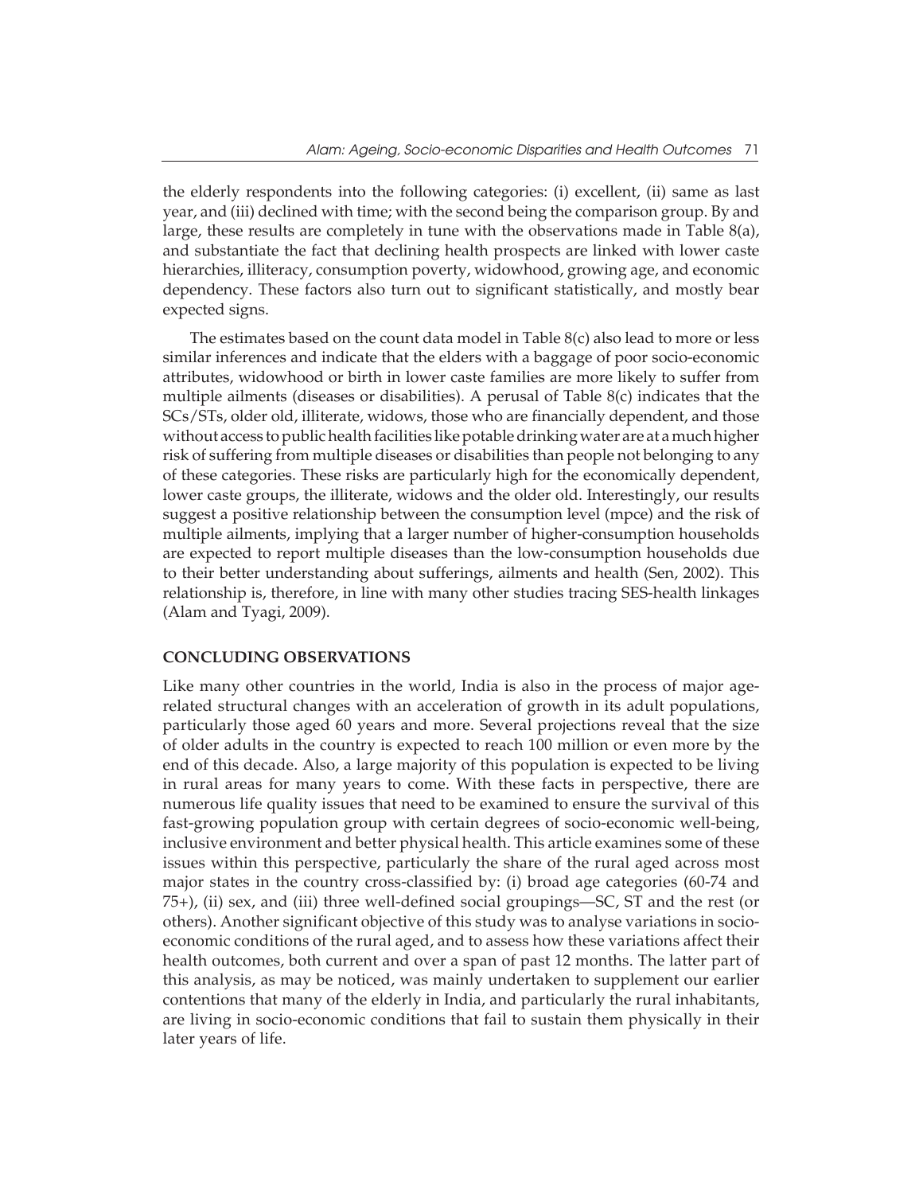the elderly respondents into the following categories: (i) excellent, (ii) same as last year, and (iii) declined with time; with the second being the comparison group. By and large, these results are completely in tune with the observations made in Table 8(a), and substantiate the fact that declining health prospects are linked with lower caste hierarchies, illiteracy, consumption poverty, widowhood, growing age, and economic dependency. These factors also turn out to significant statistically, and mostly bear expected signs.

The estimates based on the count data model in Table 8(c) also lead to more or less similar inferences and indicate that the elders with a baggage of poor socio-economic attributes, widowhood or birth in lower caste families are more likely to suffer from multiple ailments (diseases or disabilities). A perusal of Table 8(c) indicates that the SCs/STs, older old, illiterate, widows, those who are financially dependent, and those without access to public health facilities like potable drinking water are at a much higher risk of suffering from multiple diseases or disabilities than people not belonging to any of these categories. These risks are particularly high for the economically dependent, lower caste groups, the illiterate, widows and the older old. Interestingly, our results suggest a positive relationship between the consumption level (mpce) and the risk of multiple ailments, implying that a larger number of higher-consumption households are expected to report multiple diseases than the low-consumption households due to their better understanding about sufferings, ailments and health (Sen, 2002). This relationship is, therefore, in line with many other studies tracing SES-health linkages (Alam and Tyagi, 2009).

## CONCLUDING OBSERVATIONS

Like many other countries in the world, India is also in the process of major age-related structural changes with an acceleration of growth in its adult populations, particularly those aged 60 years and more. Several projections reveal that the size of older adults in the country is expected to reach 100 million or even more by the end of this decade. Also, a large majority of this population is expected to be living in rural areas for many years to come. With these facts in perspective, there are numerous life quality issues that need to be examined to ensure the survival of this fast-growing population group with certain degrees of socio-economic well-being, inclusive environment and better physical health. This article examines some of these issues within this perspective, particularly the share of the rural aged across most major states in the country cross-classified by: (i) broad age categories (60-74 and 75+), (ii) sex, and (iii) three well-defined social groupings—SC, ST and the rest (or others). Another significant objective of this study was to analyse variations in socio-economic conditions of the rural aged, and to assess how these variations affect their health outcomes, both current and over a span of past 12 months. The latter part of this analysis, as may be noticed, was mainly undertaken to supplement our earlier contentions that many of the elderly in India, and particularly the rural inhabitants, are living in socio-economic conditions that fail to sustain them physically in their later years of life.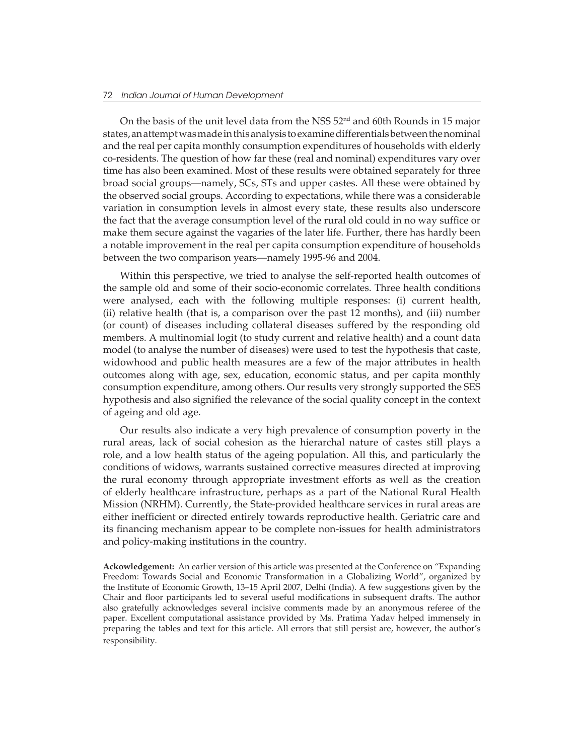On the basis of the unit level data from the NSS 52nd and 60th Rounds in 15 major states, an attempt was made in this analysis to examine differentials between the nominal and the real per capita monthly consumption expenditures of households with elderly co-residents. The question of how far these (real and nominal) expenditures vary over time has also been examined. Most of these results were obtained separately for three broad social groups—namely, SCs, STs and upper castes. All these were obtained by the observed social groups. According to expectations, while there was a considerable variation in consumption levels in almost every state, these results also underscore the fact that the average consumption level of the rural old could in no way suffice or make them secure against the vagaries of the later life. Further, there has hardly been a notable improvement in the real per capita consumption expenditure of households between the two comparison years—namely 1995-96 and 2004.

Within this perspective, we tried to analyse the self-reported health outcomes of the sample old and some of their socio-economic correlates. Three health conditions were analysed, each with the following multiple responses: (i) current health, (ii) relative health (that is, a comparison over the past 12 months), and (iii) number (or count) of diseases including collateral diseases suffered by the responding old members. A multinomial logit (to study current and relative health) and a count data model (to analyse the number of diseases) were used to test the hypothesis that caste, widowhood and public health measures are a few of the major attributes in health outcomes along with age, sex, education, economic status, and per capita monthly consumption expenditure, among others. Our results very strongly supported the SES hypothesis and also signified the relevance of the social quality concept in the context of ageing and old age.

Our results also indicate a very high prevalence of consumption poverty in the rural areas, lack of social cohesion as the hierarchal nature of castes still plays a role, and a low health status of the ageing population. All this, and particularly the conditions of widows, warrants sustained corrective measures directed at improving the rural economy through appropriate investment efforts as well as the creation of elderly healthcare infrastructure, perhaps as a part of the National Rural Health Mission (NRHM). Currently, the State-provided healthcare services in rural areas are either inefficient or directed entirely towards reproductive health. Geriatric care and its financing mechanism appear to be complete non-issues for health administrators and policy-making institutions in the country.

**Ackowledgement:** An earlier version of this article was presented at the Conference on "Expanding Freedom: Towards Social and Economic Transformation in a Globalizing World", organized by the Institute of Economic Growth, 13–15 April 2007, Delhi (India). A few suggestions given by the Chair and floor participants led to several useful modifications in subsequent drafts. The author also gratefully acknowledges several incisive comments made by an anonymous referee of the paper. Excellent computational assistance provided by Ms. Pratima Yadav helped immensely in preparing the tables and text for this article. All errors that still persist are, however, the author's responsibility.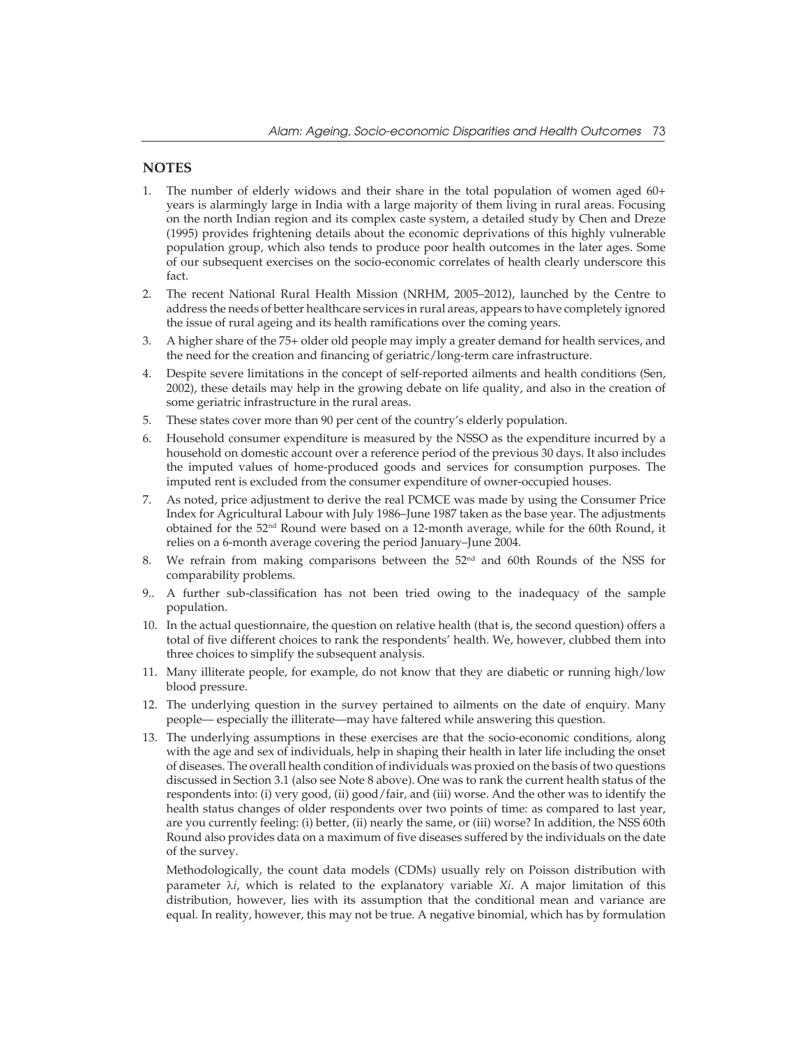## NOTES

1. The number of elderly widows and their share in the total population of women aged 60+ years is alarmingly large in India with a large majority of them living in rural areas. Focusing on the north Indian region and its complex caste system, a detailed study by Chen and Dreze (1995) provides frightening details about the economic deprivations of this highly vulnerable population group, which also tends to produce poor health outcomes in the later ages. Some of our subsequent exercises on the socio-economic correlates of health clearly underscore this fact.
2. The recent National Rural Health Mission (NRHM, 2005–2012), launched by the Centre to address the needs of better healthcare services in rural areas, appears to have completely ignored the issue of rural ageing and its health ramifications over the coming years.
3. A higher share of the 75+ older old people may imply a greater demand for health services, and the need for the creation and financing of geriatric/long-term care infrastructure.
4. Despite severe limitations in the concept of self-reported ailments and health conditions (Sen, 2002), these details may help in the growing debate on life quality, and also in the creation of some geriatric infrastructure in the rural areas.
5. These states cover more than 90 per cent of the country's elderly population.
6. Household consumer expenditure is measured by the NSSO as the expenditure incurred by a household on domestic account over a reference period of the previous 30 days. It also includes the imputed values of home-produced goods and services for consumption purposes. The imputed rent is excluded from the consumer expenditure of owner-occupied houses.
7. As noted, price adjustment to derive the real PCMCE was made by using the Consumer Price Index for Agricultural Labour with July 1986–June 1987 taken as the base year. The adjustments obtained for the 52nd Round were based on a 12-month average, while for the 60th Round, it relies on a 6-month average covering the period January–June 2004.
8. We refrain from making comparisons between the 52nd and 60th Rounds of the NSS for comparability problems.
9. A further sub-classification has not been tried owing to the inadequacy of the sample population.
10. In the actual questionnaire, the question on relative health (that is, the second question) offers a total of five different choices to rank the respondents' health. We, however, clubbed them into three choices to simplify the subsequent analysis.
11. Many illiterate people, for example, do not know that they are diabetic or running high/low blood pressure.
12. The underlying question in the survey pertained to ailments on the date of enquiry. Many people— especially the illiterate—may have faltered while answering this question.
13. The underlying assumptions in these exercises are that the socio-economic conditions, along with the age and sex of individuals, help in shaping their health in later life including the onset of diseases. The overall health condition of individuals was proxied on the basis of two questions discussed in Section 3.1 (also see Note 8 above). One was to rank the current health status of the respondents into: (i) very good, (ii) good/fair, and (iii) worse. And the other was to identify the health status changes of older respondents over two points of time: as compared to last year, are you currently feeling: (i) better, (ii) nearly the same, or (iii) worse? In addition, the NSS 60th Round also provides data on a maximum of five diseases suffered by the individuals on the date of the survey.

    Methodologically, the count data models (CDMs) usually rely on Poisson distribution with parameter $\lambda i$, which is related to the explanatory variable $Xi$. A major limitation of this distribution, however, lies with its assumption that the conditional mean and variance are equal. In reality, however, this may not be true. A negative binomial, which has by formulation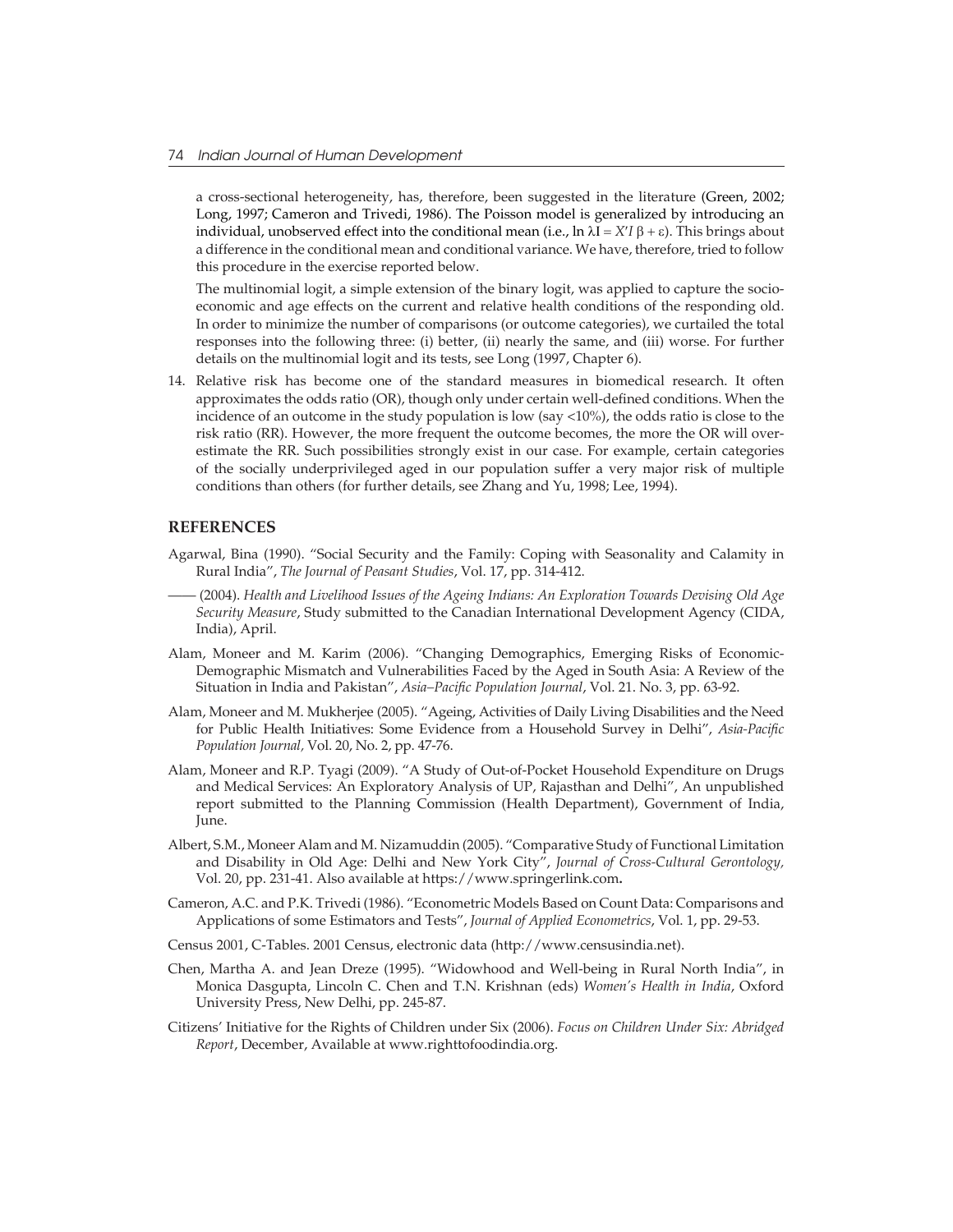a cross-sectional heterogeneity, has, therefore, been suggested in the literature (Green, 2002; Long, 1997; Cameron and Trivedi, 1986). The Poisson model is generalized by introducing an individual, unobserved effect into the conditional mean (i.e., $\ln \lambda I = X'I\, \beta + \varepsilon$). This brings about a difference in the conditional mean and conditional variance. We have, therefore, tried to follow this procedure in the exercise reported below.

The multinomial logit, a simple extension of the binary logit, was applied to capture the socio-economic and age effects on the current and relative health conditions of the responding old. In order to minimize the number of comparisons (or outcome categories), we curtailed the total responses into the following three: (i) better, (ii) nearly the same, and (iii) worse. For further details on the multinomial logit and its tests, see Long (1997, Chapter 6).

14. Relative risk has become one of the standard measures in biomedical research. It often approximates the odds ratio (OR), though only under certain well-defined conditions. When the incidence of an outcome in the study population is low (say <10%), the odds ratio is close to the risk ratio (RR). However, the more frequent the outcome becomes, the more the OR will over-estimate the RR. Such possibilities strongly exist in our case. For example, certain categories of the socially underprivileged aged in our population suffer a very major risk of multiple conditions than others (for further details, see Zhang and Yu, 1998; Lee, 1994).

## REFERENCES

Agarwal, Bina (1990). "Social Security and the Family: Coping with Seasonality and Calamity in Rural India", *The Journal of Peasant Studies*, Vol. 17, pp. 314-412.

—— (2004). *Health and Livelihood Issues of the Ageing Indians: An Exploration Towards Devising Old Age Security Measure*, Study submitted to the Canadian International Development Agency (CIDA, India), April.

Alam, Moneer and M. Karim (2006). "Changing Demographics, Emerging Risks of Economic-Demographic Mismatch and Vulnerabilities Faced by the Aged in South Asia: A Review of the Situation in India and Pakistan", *Asia–Pacific Population Journal*, Vol. 21. No. 3, pp. 63-92.

Alam, Moneer and M. Mukherjee (2005). "Ageing, Activities of Daily Living Disabilities and the Need for Public Health Initiatives: Some Evidence from a Household Survey in Delhi", *Asia-Pacific Population Journal,* Vol. 20, No. 2, pp. 47-76.

Alam, Moneer and R.P. Tyagi (2009). "A Study of Out-of-Pocket Household Expenditure on Drugs and Medical Services: An Exploratory Analysis of UP, Rajasthan and Delhi", An unpublished report submitted to the Planning Commission (Health Department), Government of India, June.

Albert, S.M., Moneer Alam and M. Nizamuddin (2005). "Comparative Study of Functional Limitation and Disability in Old Age: Delhi and New York City", *Journal of Cross-Cultural Gerontology,* Vol. 20, pp. 231-41. Also available at https://www.springerlink.com**.**

Cameron, A.C. and P.K. Trivedi (1986). "Econometric Models Based on Count Data: Comparisons and Applications of some Estimators and Tests", *Journal of Applied Econometrics*, Vol. 1, pp. 29-53.

Census 2001, C-Tables. 2001 Census, electronic data (http://www.censusindia.net).

Chen, Martha A. and Jean Dreze (1995). "Widowhood and Well-being in Rural North India", in Monica Dasgupta, Lincoln C. Chen and T.N. Krishnan (eds) *Women's Health in India*, Oxford University Press, New Delhi, pp. 245-87.

Citizens' Initiative for the Rights of Children under Six (2006). *Focus on Children Under Six: Abridged Report*, December, Available at www.righttofoodindia.org.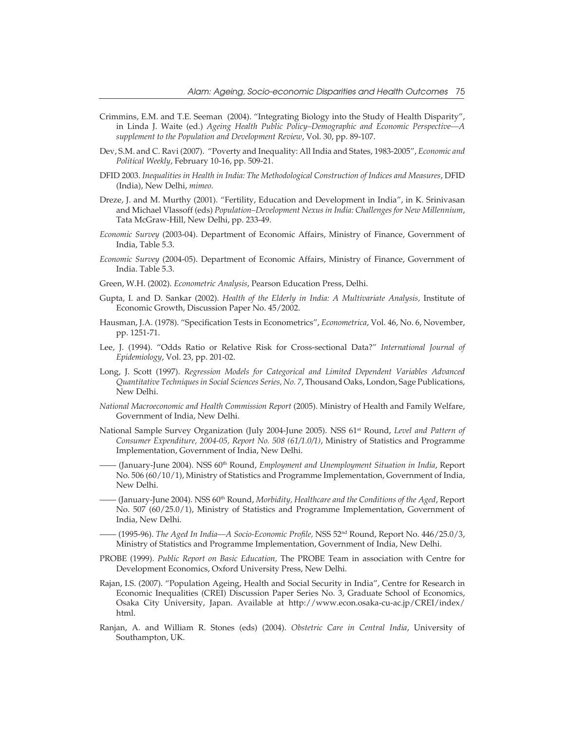Crimmins, E.M. and T.E. Seeman (2004). "Integrating Biology into the Study of Health Disparity", in Linda J. Waite (ed.) *Ageing Health Public Policy–Demographic and Economic Perspective—A supplement to the Population and Development Review*, Vol. 30, pp. 89-107.

Dev, S.M. and C. Ravi (2007). "Poverty and Inequality: All India and States, 1983-2005", *Economic and Political Weekly*, February 10-16, pp. 509-21.

DFID 2003. *Inequalities in Health in India: The Methodological Construction of Indices and Measures*, DFID (India), New Delhi, *mimeo.*

Dreze, J. and M. Murthy (2001). "Fertility, Education and Development in India", in K. Srinivasan and Michael Vlassoff (eds) *Population–Development Nexus in India: Challenges for New Millennium*, Tata McGraw-Hill, New Delhi, pp. 233-49.

*Economic Survey* (2003-04). Department of Economic Affairs, Ministry of Finance, Government of India, Table 5.3.

*Economic Survey* (2004-05). Department of Economic Affairs, Ministry of Finance, Government of India. Table 5.3.

Green, W.H. (2002). *Econometric Analysis*, Pearson Education Press, Delhi.

Gupta, I. and D. Sankar (2002). *Health of the Elderly in India: A Multivariate Analysis,* Institute of Economic Growth, Discussion Paper No. 45/2002.

Hausman, J.A. (1978). "Specification Tests in Econometrics", *Econometrica*, Vol. 46, No. 6, November, pp. 1251-71.

Lee, J. (1994). "Odds Ratio or Relative Risk for Cross-sectional Data?" *International Journal of Epidemiology*, Vol. 23, pp. 201-02.

Long, J. Scott (1997). *Regression Models for Categorical and Limited Dependent Variables Advanced Quantitative Techniques in Social Sciences Series, No. 7*, Thousand Oaks, London, Sage Publications, New Delhi.

*National Macroeconomic and Health Commission Report* (2005). Ministry of Health and Family Welfare, Government of India, New Delhi.

National Sample Survey Organization (July 2004-June 2005). NSS 61st Round, *Level and Pattern of Consumer Expenditure, 2004-05, Report No. 508 (61/1.0/1)*, Ministry of Statistics and Programme Implementation, Government of India, New Delhi.

—— (January-June 2004). NSS 60th Round, *Employment and Unemployment Situation in India*, Report No. 506 (60/10/1), Ministry of Statistics and Programme Implementation, Government of India, New Delhi.

—— (January-June 2004). NSS 60th Round, *Morbidity, Healthcare and the Conditions of the Aged*, Report No. 507 (60/25.0/1), Ministry of Statistics and Programme Implementation, Government of India, New Delhi.

—— (1995-96). *The Aged In India—A Socio-Economic Profile,* NSS 52nd Round, Report No. 446/25.0/3, Ministry of Statistics and Programme Implementation, Government of India, New Delhi.

PROBE (1999). *Public Report on Basic Education,* The PROBE Team in association with Centre for Development Economics, Oxford University Press, New Delhi.

Rajan, I.S. (2007). "Population Ageing, Health and Social Security in India", Centre for Research in Economic Inequalities (CREI) Discussion Paper Series No. 3, Graduate School of Economics, Osaka City University, Japan. Available at http://www.econ.osaka-cu-ac.jp/CREI/index/html.

Ranjan, A. and William R. Stones (eds) (2004). *Obstetric Care in Central India*, University of Southampton, UK.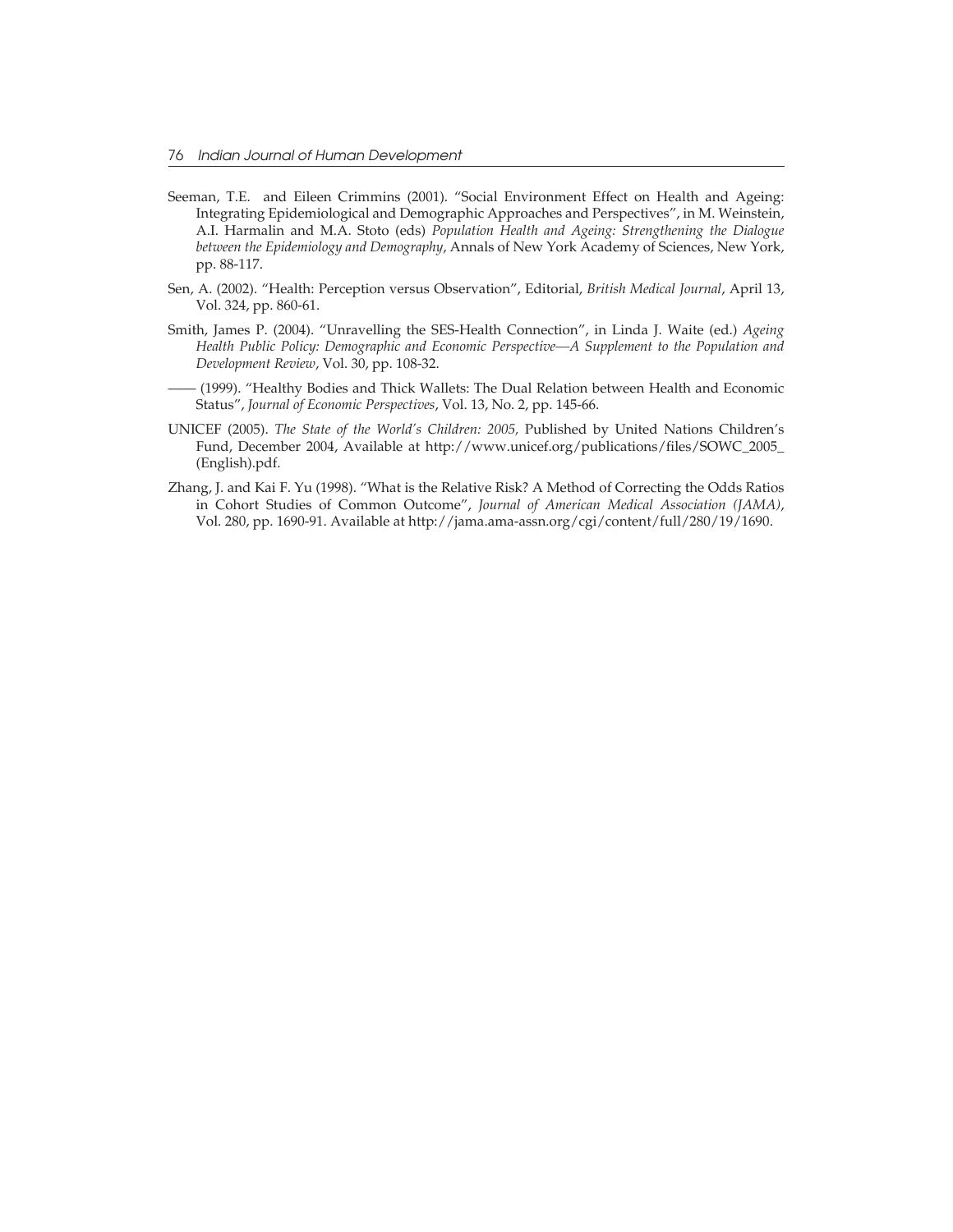Seeman, T.E. and Eileen Crimmins (2001). "Social Environment Effect on Health and Ageing: Integrating Epidemiological and Demographic Approaches and Perspectives", in M. Weinstein, A.I. Harmalin and M.A. Stoto (eds) *Population Health and Ageing: Strengthening the Dialogue between the Epidemiology and Demography*, Annals of New York Academy of Sciences, New York, pp. 88-117.

Sen, A. (2002). "Health: Perception versus Observation", Editorial, *British Medical Journal*, April 13, Vol. 324, pp. 860-61.

Smith, James P. (2004). "Unravelling the SES-Health Connection", in Linda J. Waite (ed.) *Ageing Health Public Policy: Demographic and Economic Perspective—A Supplement to the Population and Development Review*, Vol. 30, pp. 108-32.

—— (1999). "Healthy Bodies and Thick Wallets: The Dual Relation between Health and Economic Status", *Journal of Economic Perspectives*, Vol. 13, No. 2, pp. 145-66.

UNICEF (2005). *The State of the World's Children: 2005,* Published by United Nations Children's Fund, December 2004, Available at http://www.unicef.org/publications/files/SOWC_2005_(English).pdf.

Zhang, J. and Kai F. Yu (1998). "What is the Relative Risk? A Method of Correcting the Odds Ratios in Cohort Studies of Common Outcome", *Journal of American Medical Association (JAMA)*, Vol. 280, pp. 1690-91. Available at http://jama.ama-assn.org/cgi/content/full/280/19/1690.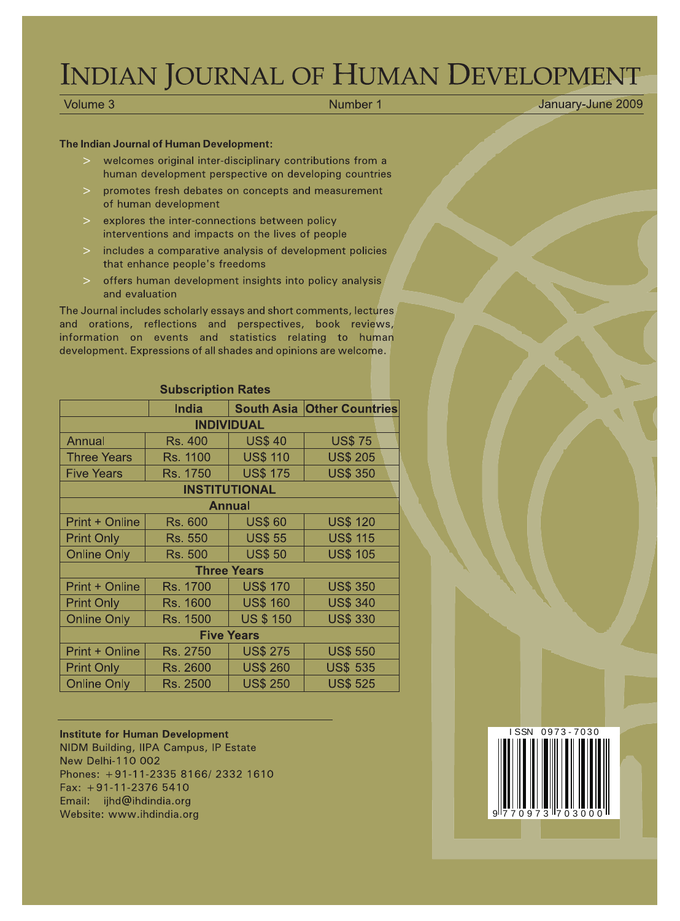# INDIAN JOURNAL OF HUMAN DEVELOPMENT

Volume 3 | Number 1 | January-June 2009

**The Indian Journal of Human Development:**

- > welcomes original inter-disciplinary contributions from a human development perspective on developing countries
- > promotes fresh debates on concepts and measurement of human development
- > explores the inter-connections between policy interventions and impacts on the lives of people
- > includes a comparative analysis of development policies that enhance people's freedoms
- > offers human development insights into policy analysis and evaluation

The Journal includes scholarly essays and short comments, lectures and orations, reflections and perspectives, book reviews, information on events and statistics relating to human development. Expressions of all shades and opinions are welcome.

**Subscription Rates**

| | India | South Asia | Other Countries |
|---|---|---|---|
| **INDIVIDUAL** | | | |
| Annual | Rs. 400 | US$ 40 | US$ 75 |
| Three Years | Rs. 1100 | US$ 110 | US$ 205 |
| Five Years | Rs. 1750 | US$ 175 | US$ 350 |
| **INSTITUTIONAL** | | | |
| **Annual** | | | |
| Print + Online | Rs. 600 | US$ 60 | US$ 120 |
| Print Only | Rs. 550 | US$ 55 | US$ 115 |
| Online Only | Rs. 500 | US$ 50 | US$ 105 |
| **Three Years** | | | |
| Print + Online | Rs. 1700 | US$ 170 | US$ 350 |
| Print Only | Rs. 1600 | US$ 160 | US$ 340 |
| Online Only | Rs. 1500 | US $ 150 | US$ 330 |
| **Five Years** | | | |
| Print + Online | Rs. 2750 | US$ 275 | US$ 550 |
| Print Only | Rs. 2600 | US$ 260 | US$ 535 |
| Online Only | Rs. 2500 | US$ 250 | US$ 525 |

**Institute for Human Development**
NIDM Building, IIPA Campus, IP Estate
New Delhi-110 002
Phones: +91-11-2335 8166/ 2332 1610
Fax: +91-11-2376 5410
Email: ijhd@ihdindia.org
Website: www.ihdindia.org

ISSN 0973-7030

9 770973 703000